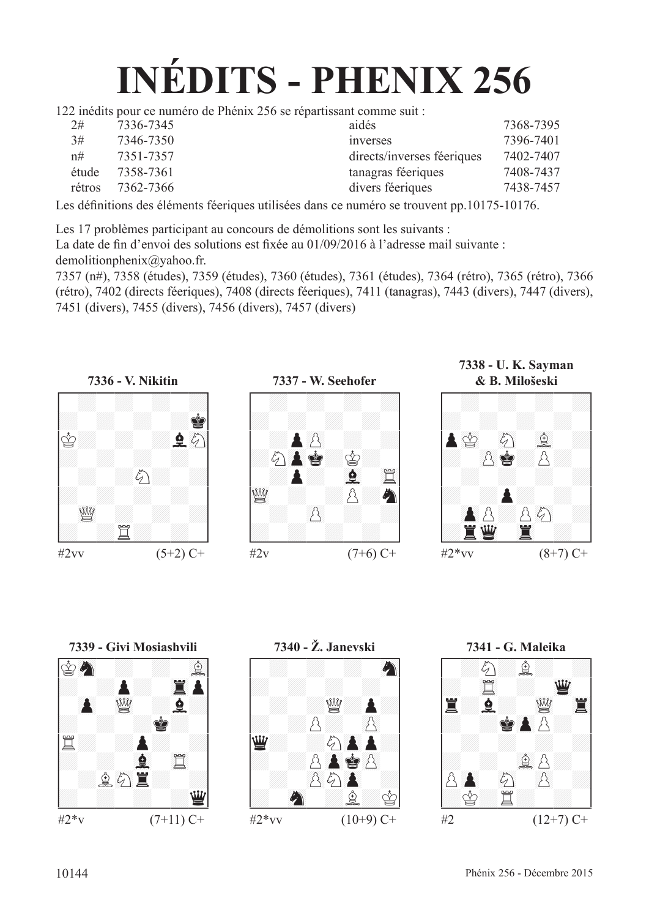# INÉDITS - PHENIX 256

122 inédits pour ce numéro de Phénix 256 se répartissant comme suit :

| | | | |
|---|---|---|---|
| 2# | 7336-7345 | aidés | 7368-7395 |
| 3# | 7346-7350 | inverses | 7396-7401 |
| n# | 7351-7357 | directs/inverses féeriques | 7402-7407 |
| étude | 7358-7361 | tanagras féeriques | 7408-7437 |
| rétros | 7362-7366 | divers féeriques | 7438-7457 |

Les définitions des éléments féeriques utilisées dans ce numéro se trouvent pp.10175-10176.

Les 17 problèmes participant au concours de démolitions sont les suivants :
La date de fin d'envoi des solutions est fixée au 01/09/2016 à l'adresse mail suivante :
demolitionphenix@yahoo.fr.
7357 (n#), 7358 (études), 7359 (études), 7360 (études), 7361 (études), 7364 (rétro), 7365 (rétro), 7366 (rétro), 7402 (directs féeriques), 7408 (directs féeriques), 7411 (tanagras), 7443 (divers), 7447 (divers), 7451 (divers), 7455 (divers), 7456 (divers), 7457 (divers)

**7336 - V. Nikitin**

#2vv (5+2) C+

**7337 - W. Seehofer**

#2v (7+6) C+

**7338 - U. K. Sayman & B. Milošeski**

#2*vv (8+7) C+

**7339 - Givi Mosiashvili**

#2*v (7+11) C+

**7340 - Ž. Janevski**

#2*vv (10+9) C+

**7341 - G. Maleika**

#2 (12+7) C+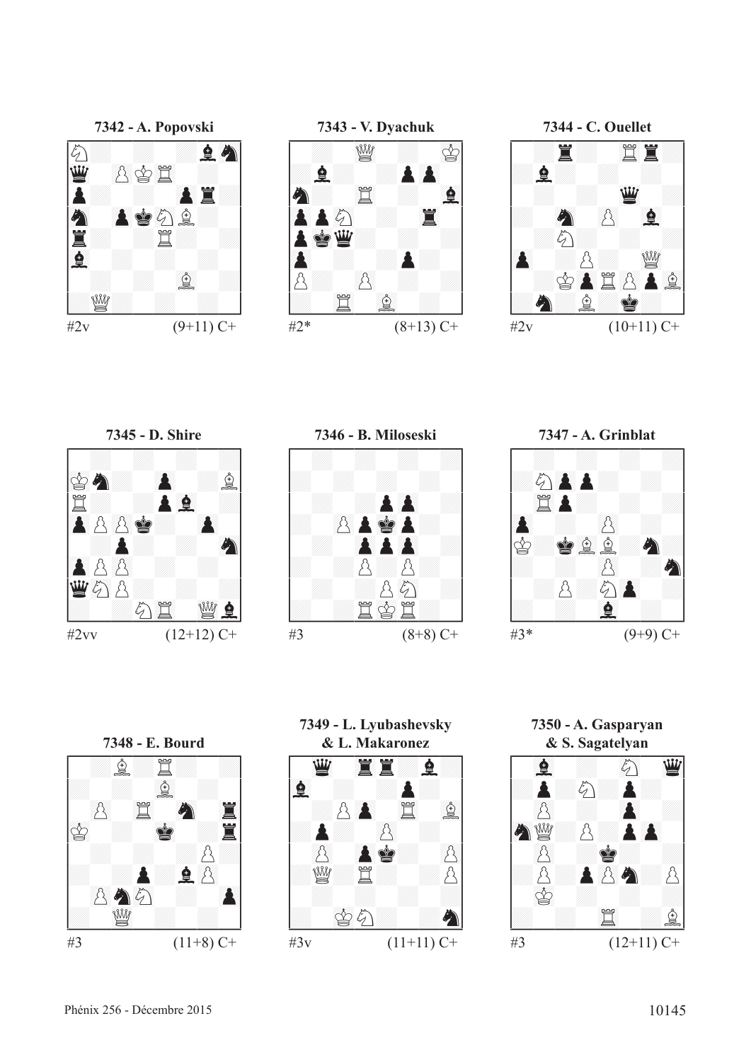**7342 - A. Popovski**

#2v (9+11) C+

**7343 - V. Dyachuk**

#2* (8+13) C+

**7344 - C. Ouellet**

#2v (10+11) C+

**7345 - D. Shire**

#2vv (12+12) C+

**7346 - B. Miloseski**

#3 (8+8) C+

**7347 - A. Grinblat**

#3* (9+9) C+

**7348 - E. Bourd**

#3 (11+8) C+

**7349 - L. Lyubashevsky & L. Makaronez**

#3v (11+11) C+

**7350 - A. Gasparyan & S. Sagatelyan**

#3 (12+11) C+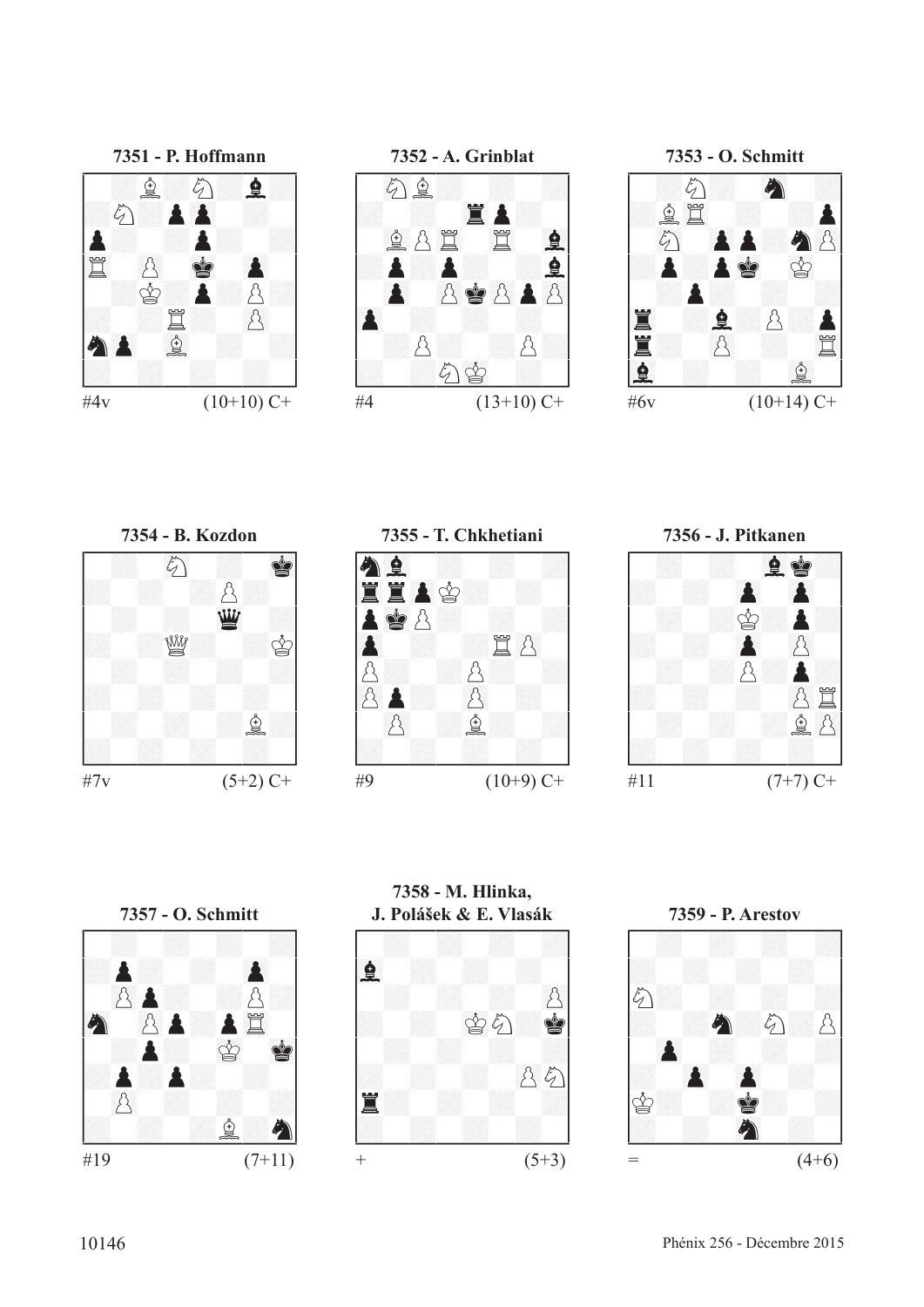**7351 - P. Hoffmann**

#4v (10+10) C+

**7352 - A. Grinblat**

#4 (13+10) C+

**7353 - O. Schmitt**

#6v (10+14) C+

**7354 - B. Kozdon**

#7v (5+2) C+

**7355 - T. Chkhetiani**

#9 (10+9) C+

**7356 - J. Pitkanen**

#11 (7+7) C+

**7357 - O. Schmitt**

#19 (7+11)

**7358 - M. Hlinka, J. Polášek & E. Vlasák**

+ (5+3)

**7359 - P. Arestov**

= (4+6)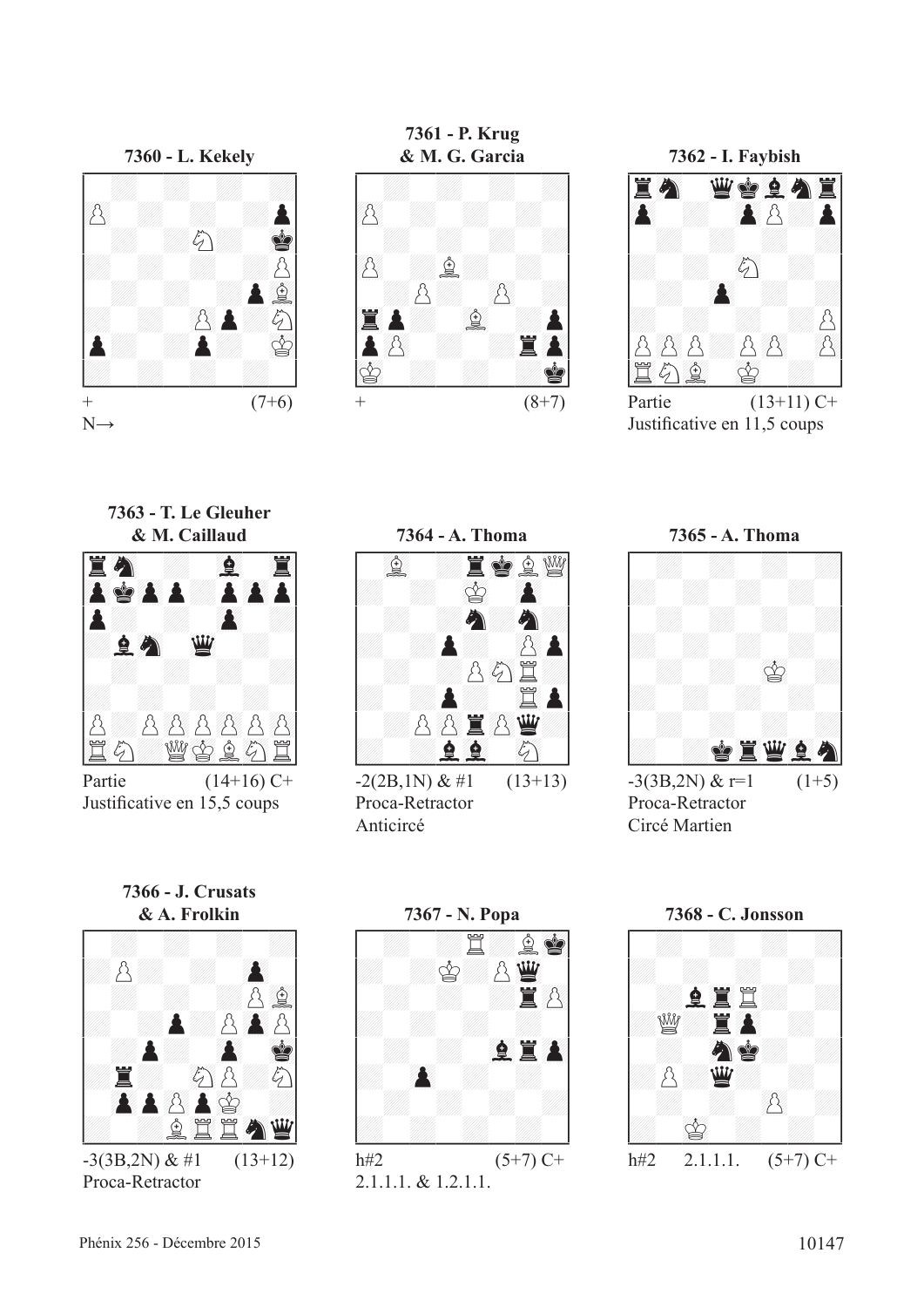**7360 - L. Kekely**

\+ (7+6)

N→

**7361 - P. Krug & M. G. Garcia**

\+ (8+7)

**7362 - I. Faybish**

Partie (13+11) C+

Justificative en 11,5 coups

**7363 - T. Le Gleuher & M. Caillaud**

Partie (14+16) C+

Justificative en 15,5 coups

**7364 - A. Thoma**

-2(2B,1N) & #1 (13+13)

Proca-Retractor

Anticircé

**7365 - A. Thoma**

-3(3B,2N) & r=1 (1+5)

Proca-Retractor

Circé Martien

**7366 - J. Crusats & A. Frolkin**

-3(3B,2N) & #1 (13+12)

Proca-Retractor

**7367 - N. Popa**

h#2 (5+7) C+

2.1.1.1. & 1.2.1.1.

**7368 - C. Jonsson**

h#2 2.1.1.1. (5+7) C+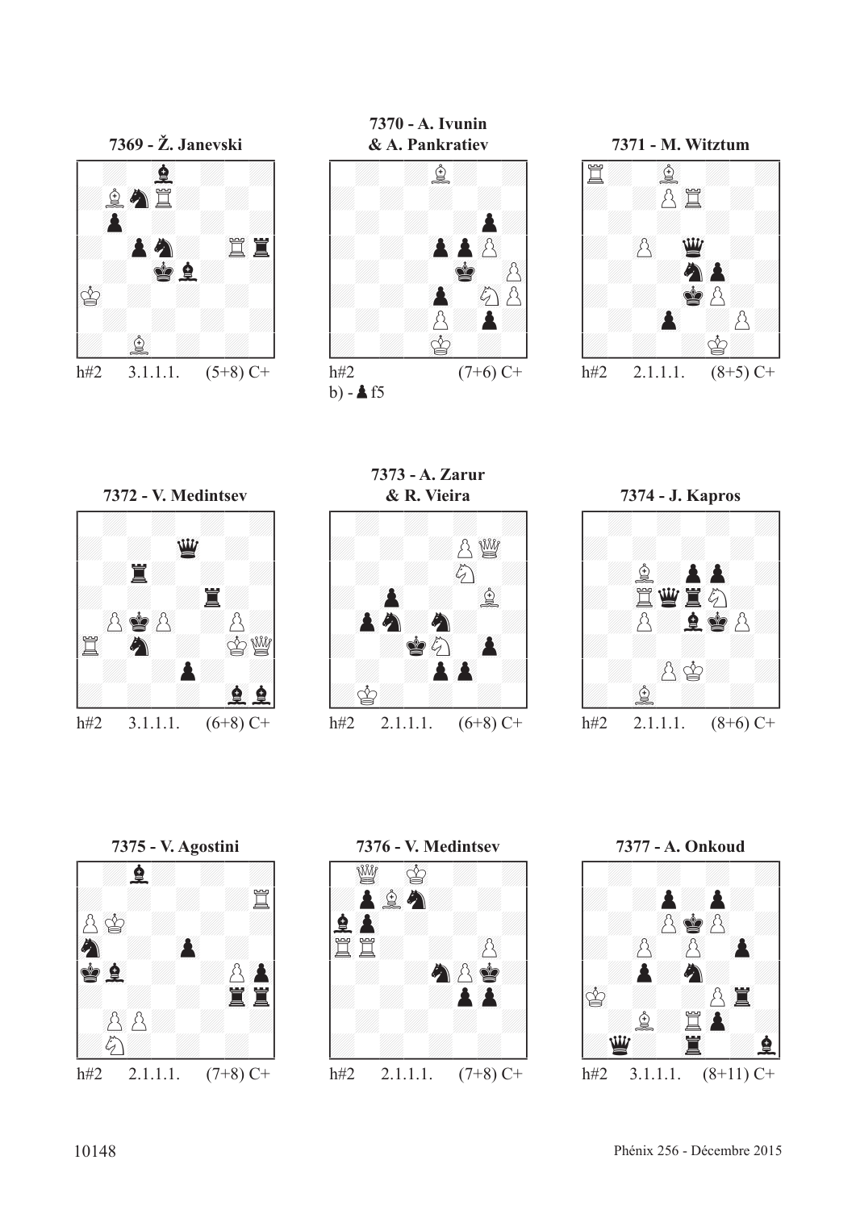**7369 - Ž. Janevski**

h#2 3.1.1.1. (5+8) C+

**7370 - A. Ivunin & A. Pankratiev**

h#2 (7+6) C+

b) - ♟f5

**7371 - M. Witztum**

h#2 2.1.1.1. (8+5) C+

**7372 - V. Medintsev**

h#2 3.1.1.1. (6+8) C+

**7373 - A. Zarur & R. Vieira**

h#2 2.1.1.1. (6+8) C+

**7374 - J. Kapros**

h#2 2.1.1.1. (8+6) C+

**7375 - V. Agostini**

h#2 2.1.1.1. (7+8) C+

**7376 - V. Medintsev**

h#2 2.1.1.1. (7+8) C+

**7377 - A. Onkoud**

h#2 3.1.1.1. (8+11) C+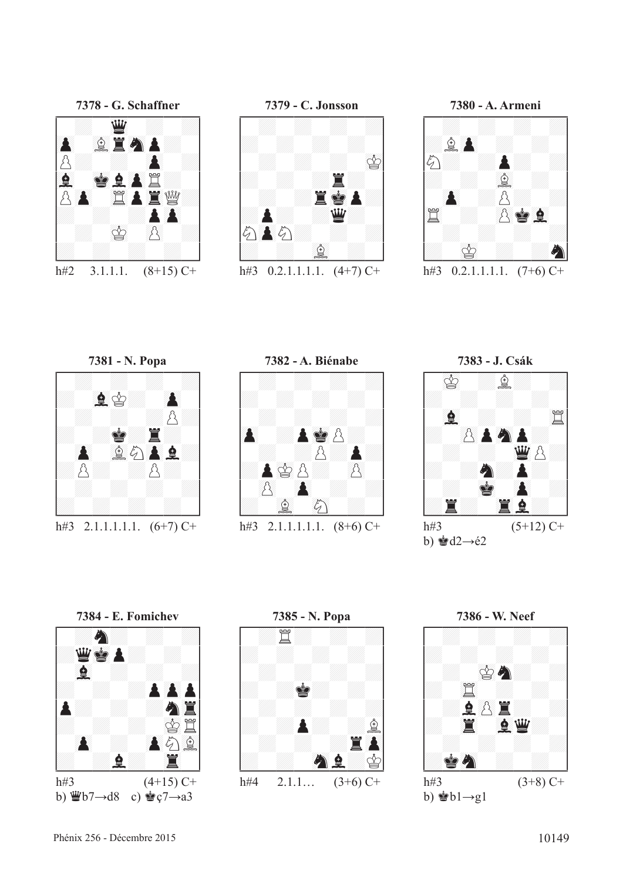**7378 - G. Schaffner**

h#2 3.1.1.1. (8+15) C+

**7379 - C. Jonsson**

h#3 0.2.1.1.1.1. (4+7) C+

**7380 - A. Armeni**

h#3 0.2.1.1.1.1. (7+6) C+

**7381 - N. Popa**

h#3 2.1.1.1.1.1. (6+7) C+

**7382 - A. Biénabe**

h#3 2.1.1.1.1.1. (8+6) C+

**7383 - J. Csák**

h#3 (5+12) C+
b) ♚d2→é2

**7384 - E. Fomichev**

h#3 (4+15) C+
b) ♛b7→d8 c) ♚ç7→a3

**7385 - N. Popa**

h#4 2.1.1… (3+6) C+

**7386 - W. Neef**

h#3 (3+8) C+
b) ♚b1→g1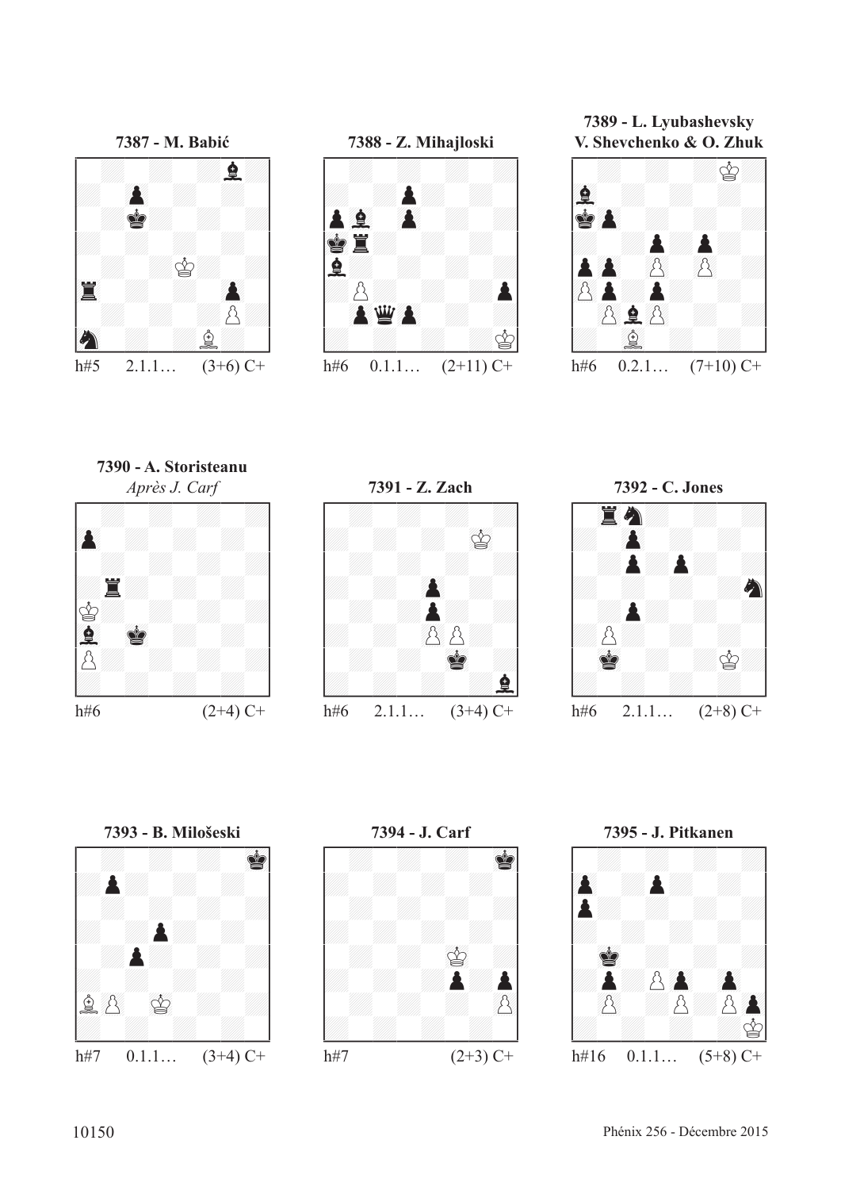**7387 - M. Babić**

h#5 2.1.1… (3+6) C+

**7388 - Z. Mihajloski**

h#6 0.1.1… (2+11) C+

**7389 - L. Lyubashevsky V. Shevchenko & O. Zhuk**

h#6 0.2.1… (7+10) C+

**7390 - A. Storisteanu**

*Après J. Carf*

h#6 (2+4) C+

**7391 - Z. Zach**

h#6 2.1.1… (3+4) C+

**7392 - C. Jones**

h#6 2.1.1… (2+8) C+

**7393 - B. Milošeski**

h#7 0.1.1… (3+4) C+

**7394 - J. Carf**

h#7 (2+3) C+

**7395 - J. Pitkanen**

h#16 0.1.1… (5+8) C+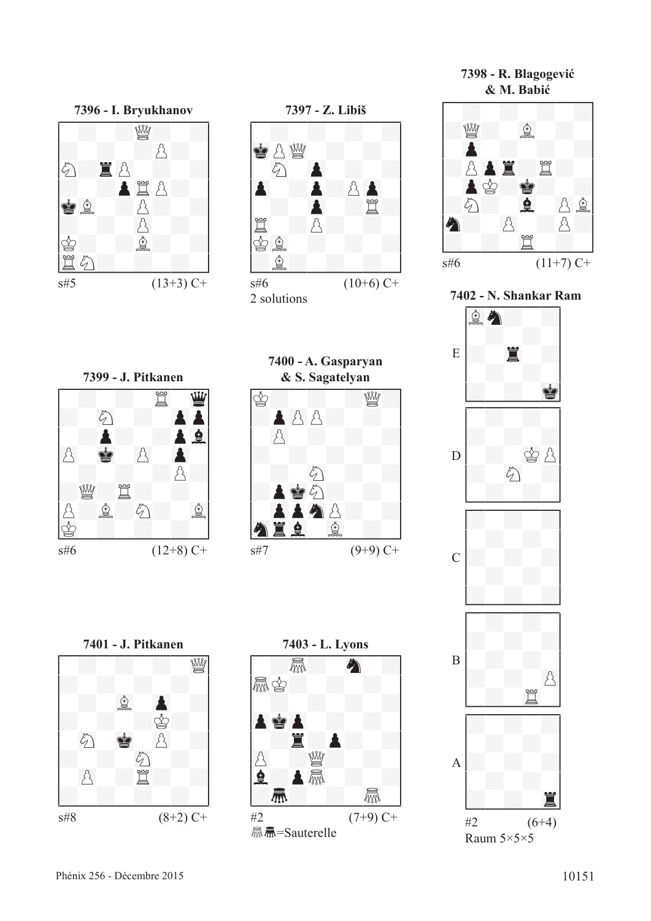### 7396 - I. Bryukhanov

s#5 (13+3) C+

### 7397 - Z. Libiš

s#6 (10+6) C+

2 solutions

### 7398 - R. Blagogević & M. Babić

s#6 (11+7) C+

### 7399 - J. Pitkanen

s#6 (12+8) C+

### 7400 - A. Gasparyan & S. Sagatelyan

s#7 (9+9) C+

### 7402 - N. Shankar Ram

E

D

C

B

A

#2 (6+4)

Raum 5×5×5

### 7401 - J. Pitkanen

s#8 (8+2) C+

### 7403 - L. Lyons

#2 (7+9) C+

=Sauterelle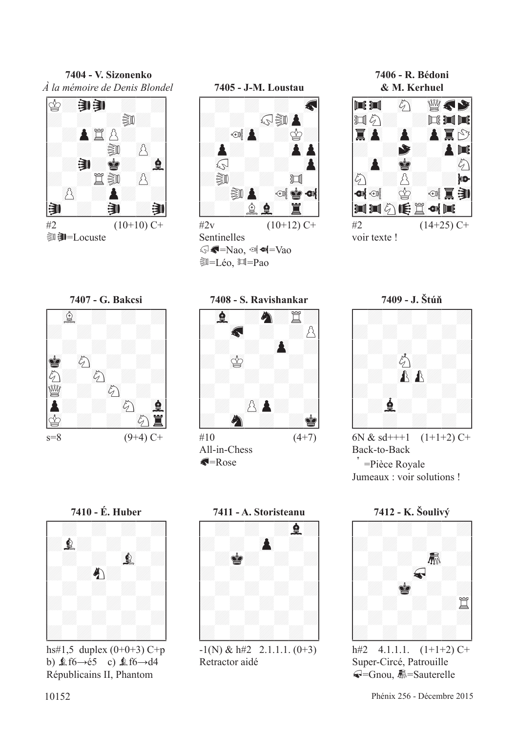**7404 - V. Sizonenko**
*À la mémoire de Denis Blondel*

#2 (10+10) C+
=Locuste

**7405 - J-M. Loustau**

#2v (10+12) C+
Sentinelles
=Nao, =Vao
=Léo, =Pao

**7406 - R. Bédoni & M. Kerhuel**

#2 (14+25) C+
voir texte !

**7407 - G. Bakcsi**

s=8 (9+4) C+

**7408 - S. Ravishankar**

#10 (4+7)
All-in-Chess
=Rose

**7409 - J. Štúň**

6N & sd+++1 (1+1+2) C+
Back-to-Back
=Pièce Royale
Jumeaux : voir solutions !

**7410 - É. Huber**

hs#1,5 duplex (0+0+3) C+p
b) ♝f6→é5 c) ♝f6→d4
Républicains II, Phantom

**7411 - A. Storisteanu**

-1(N) & h#2 2.1.1.1. (0+3)
Retractor aidé

**7412 - K. Šoulivý**

h#2 4.1.1.1. (1+1+2) C+
Super-Circé, Patrouille
=Gnou, =Sauterelle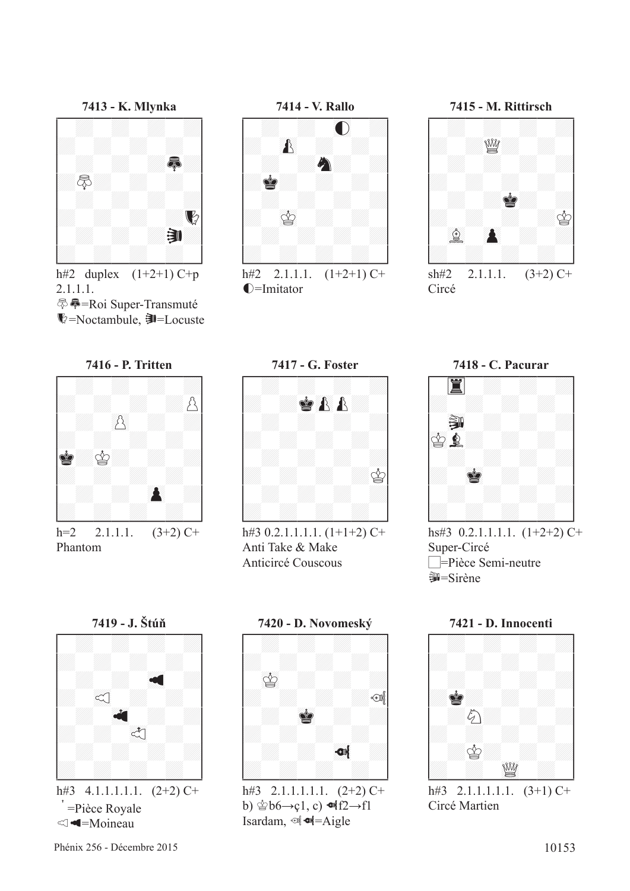**7413 - K. Mlynka**

h#2 duplex (1+2+1) C+p
2.1.1.1.
♔♚=Roi Super-Transmuté
=Noctambule, =Locuste

**7414 - V. Rallo**

h#2 2.1.1.1. (1+2+1) C+
◐=Imitator

**7415 - M. Rittirsch**

sh#2 2.1.1.1. (3+2) C+
Circé

**7416 - P. Tritten**

h=2 2.1.1.1. (3+2) C+
Phantom

**7417 - G. Foster**

h#3 0.2.1.1.1.1. (1+1+2) C+
Anti Take & Make
Anticircé Couscous

**7418 - C. Pacurar**

hs#3 0.2.1.1.1.1. (1+2+2) C+
Super-Circé
□=Pièce Semi-neutre
=Sirène

**7419 - J. Štúň**

h#3 4.1.1.1.1.1. (2+2) C+
ʹ=Pièce Royale
=Moineau

**7420 - D. Novomeský**

h#3 2.1.1.1.1.1. (2+2) C+
b) ♔b6→ç1, c) f2→f1
Isardam, =Aigle

**7421 - D. Innocenti**

h#3 2.1.1.1.1.1. (3+1) C+
Circé Martien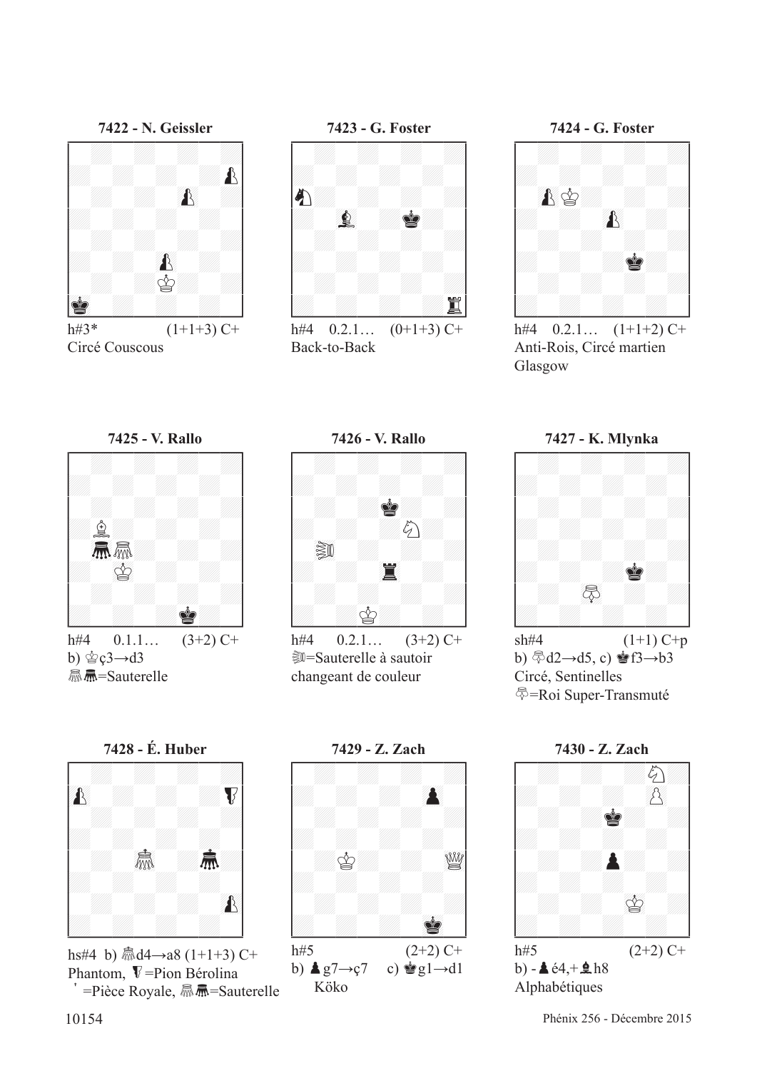**7422 - N. Geissler**

h#3* (1+1+3) C+
Circé Couscous

**7423 - G. Foster**

h#4 0.2.1… (0+1+3) C+
Back-to-Back

**7424 - G. Foster**

h#4 0.2.1… (1+1+2) C+
Anti-Rois, Circé martien
Glasgow

**7425 - V. Rallo**

h#4 0.1.1… (3+2) C+
b) ♔ç3→d3
Sauterelle

**7426 - V. Rallo**

h#4 0.2.1… (3+2) C+
=Sauterelle à sautoir changeant de couleur

**7427 - K. Mlynka**

sh#4 (1+1) C+p
b) d2→d5, c) ♚f3→b3
Circé, Sentinelles
=Roi Super-Transmuté

**7428 - É. Huber**

hs#4 b) d4→a8 (1+1+3) C+
Phantom, =Pion Bérolina
' =Pièce Royale, =Sauterelle

**7429 - Z. Zach**

h#5 (2+2) C+
b) ♟g7→ç7 c) ♚g1→d1
Köko

**7430 - Z. Zach**

h#5 (2+2) C+
b) - ♟é4,+♝h8
Alphabétiques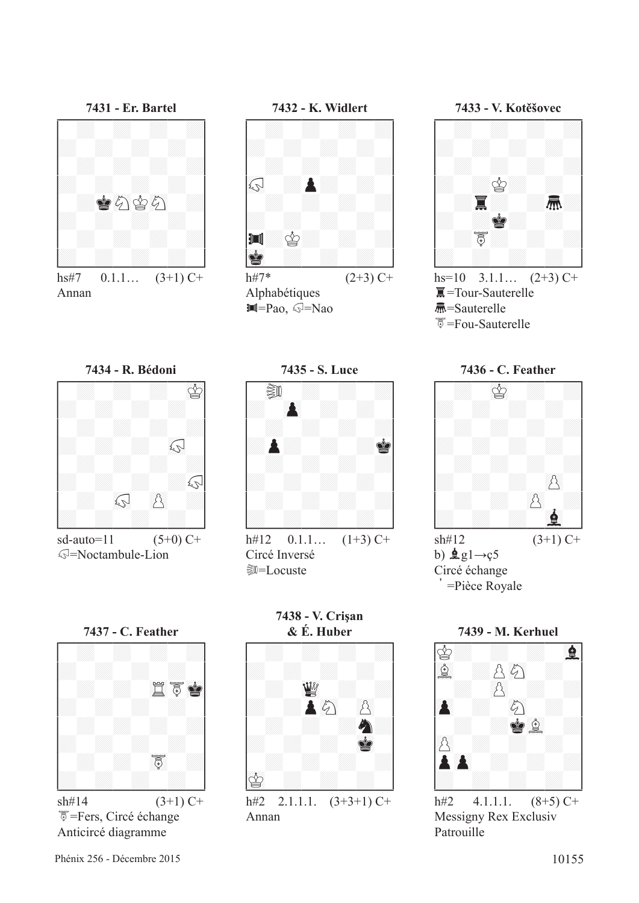### 7431 - Er. Bartel

hs#7 0.1.1… (3+1) C+

Annan

### 7432 - K. Widlert

h#7* (2+3) C+

Alphabétiques

♜=Pao, ♘=Nao

### 7433 - V. Kotěšovec

hs=10 3.1.1… (2+3) C+

♜=Tour-Sauterelle

♛=Sauterelle

♗=Fou-Sauterelle

### 7434 - R. Bédoni

sd-auto=11 (5+0) C+

♘=Noctambule-Lion

### 7435 - S. Luce

h#12 0.1.1… (1+3) C+

Circé Inversé

♕=Locuste

### 7436 - C. Feather

sh#12 (3+1) C+

b) ♝g1→ç5

Circé échange

ʹ =Pièce Royale

### 7437 - C. Feather

sh#14 (3+1) C+

♗=Fers, Circé échange

Anticircé diagramme

### 7438 - V. Crişan & É. Huber

h#2 2.1.1.1. (3+3+1) C+

Annan

### 7439 - M. Kerhuel

h#2 4.1.1.1. (8+5) C+

Messigny Rex Exclusiv

Patrouille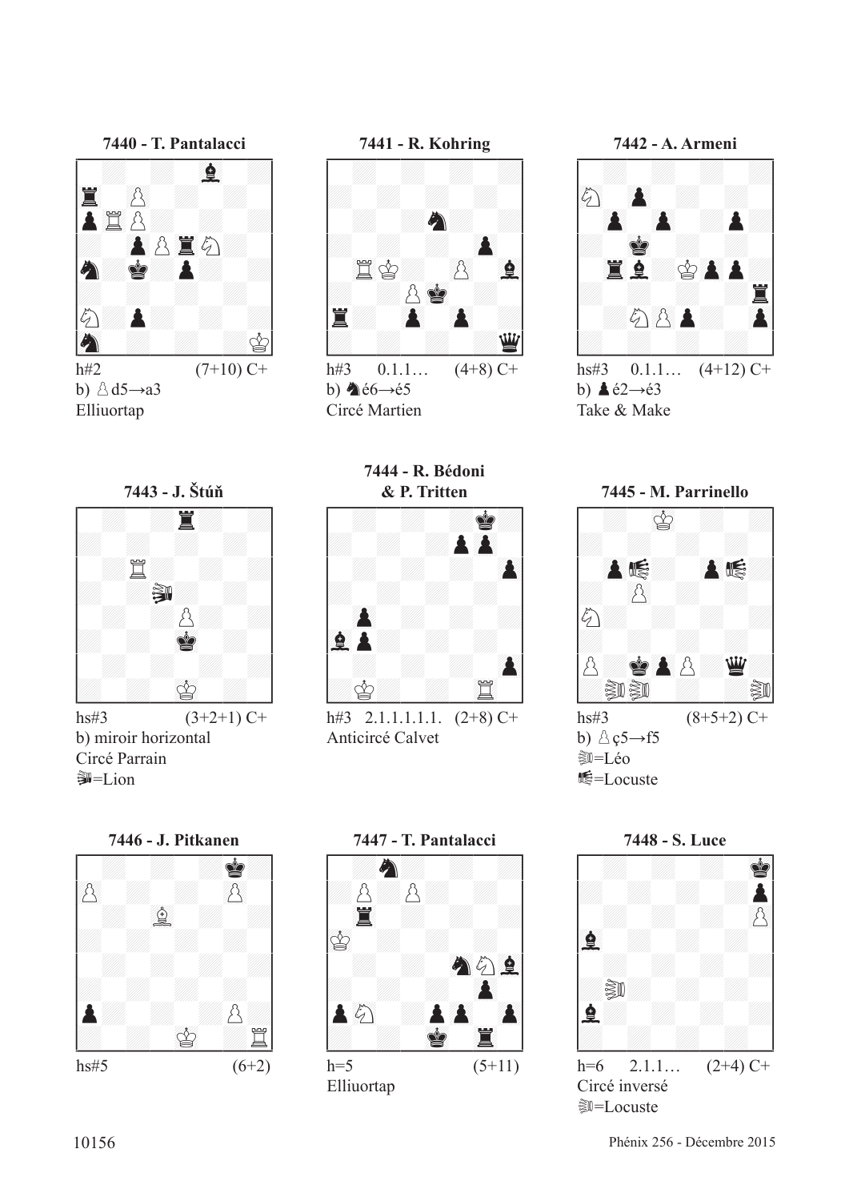**7440 - T. Pantalacci**

h#2 (7+10) C+
b) ♙d5→a3
Elliuortap

**7441 - R. Kohring**

h#3 0.1.1… (4+8) C+
b) ♞é6→é5
Circé Martien

**7442 - A. Armeni**

hs#3 0.1.1… (4+12) C+
b) ♟é2→é3
Take & Make

**7443 - J. Štúň**

hs#3 (3+2+1) C+
b) miroir horizontal
Circé Parrain
=Lion

**7444 - R. Bédoni & P. Tritten**

h#3 2.1.1.1.1.1. (2+8) C+
Anticircé Calvet

**7445 - M. Parrinello**

hs#3 (8+5+2) C+
b) ♙ç5→f5
=Léo
=Locuste

**7446 - J. Pitkanen**

hs#5 (6+2)

**7447 - T. Pantalacci**

h=5 (5+11)
Elliuortap

**7448 - S. Luce**

h=6 2.1.1… (2+4) C+
Circé inversé
=Locuste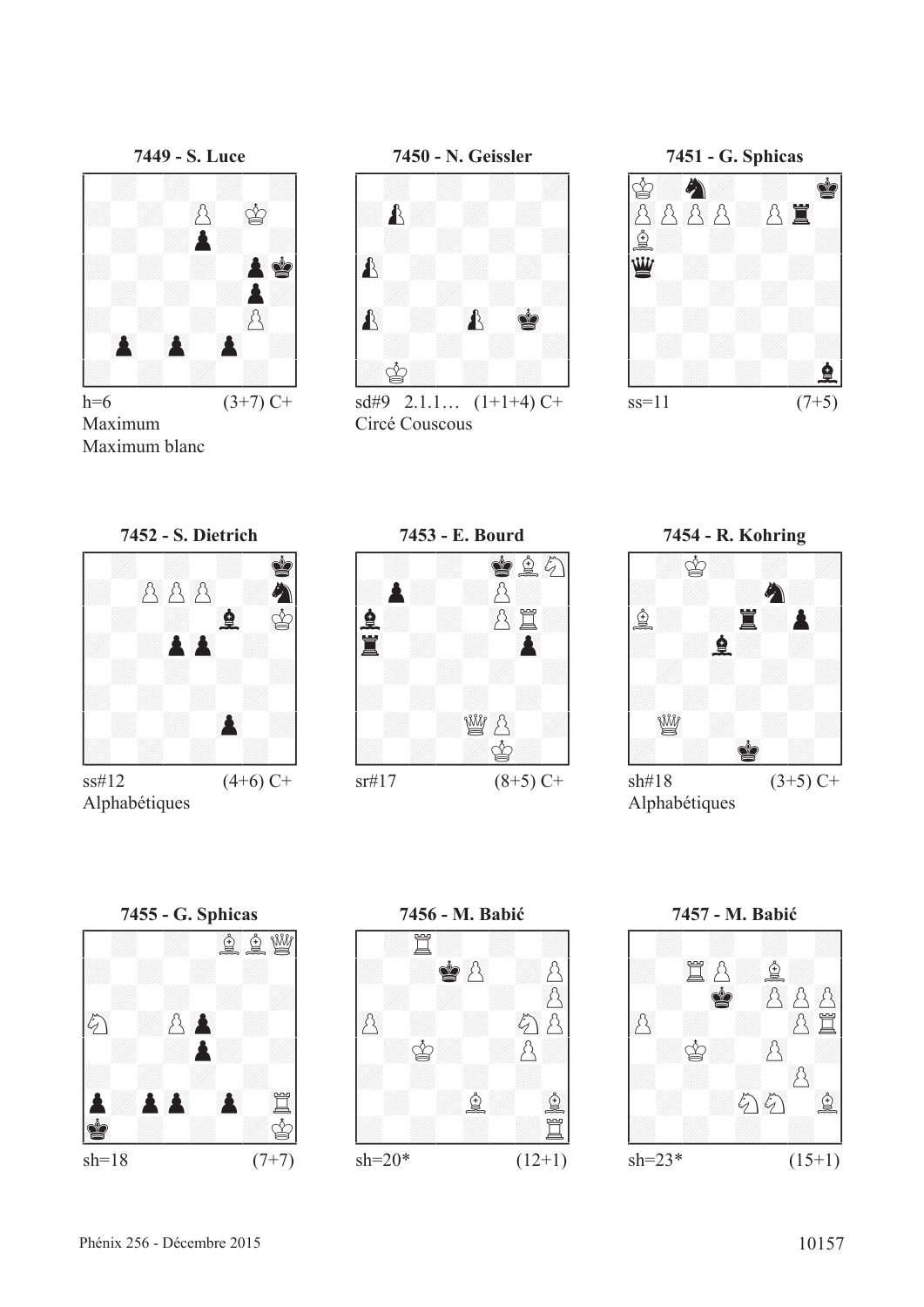### 7449 - S. Luce

h=6 (3+7) C+

Maximum

Maximum blanc

### 7450 - N. Geissler

sd#9 2.1.1… (1+1+4) C+

Circé Couscous

### 7451 - G. Sphicas

ss=11 (7+5)

### 7452 - S. Dietrich

ss#12 (4+6) C+

Alphabétiques

### 7453 - E. Bourd

sr#17 (8+5) C+

### 7454 - R. Kohring

sh#18 (3+5) C+

Alphabétiques

### 7455 - G. Sphicas

sh=18 (7+7)

### 7456 - M. Babić

sh=20* (12+1)

### 7457 - M. Babić

sh=23* (15+1)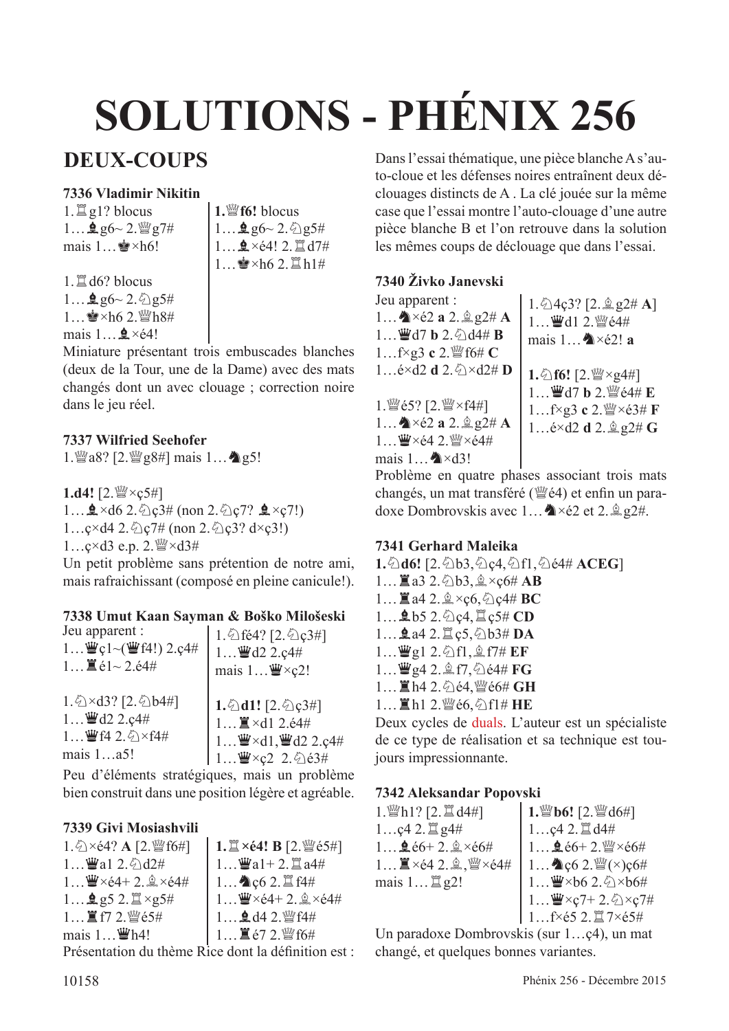# SOLUTIONS - PHÉNIX 256

## DEUX-COUPS

### 7336 Vladimir Nikitin

1.♖g1? blocus
1…♝g6~ 2.♕g7#
mais 1…♚×h6!

1.♖d6? blocus
1…♝g6~ 2.♘g5#
1…♚×h6 2.♕h8#
mais 1…♝×é4!

**1.♕f6!** blocus
1…♝g6~ 2.♘g5#
1…♝×é4! 2.♖d7#
1…♚×h6 2.♖h1#

Miniature présentant trois embuscades blanches (deux de la Tour, une de la Dame) avec des mats changés dont un avec clouage ; correction noire dans le jeu réel.

### 7337 Wilfried Seehofer

1.♕a8? [2.♕g8#] mais 1…♞g5!

**1.d4!** [2.♕×ç5#]
1…♝×d6 2.♘ç3# (non 2.♘ç7? ♝×ç7!)
1…ç×d4 2.♘ç7# (non 2.♘ç3? d×ç3!)
1…ç×d3 e.p. 2.♕×d3#

Un petit problème sans prétention de notre ami, mais rafraichissant (composé en pleine canicule!).

### 7338 Umut Kaan Sayman & Boško Milošeski

Jeu apparent :
1…♕ç1~(♕f4!) 2.ç4#
1…♖é1~ 2.é4#

1.♘fé4? [2.♘ç3#]
1…♕d2 2.ç4#
mais 1…♕×ç2!

1.♘×d3? [2.♘b4#]
1…♕d2 2.ç4#
1…♕f4 2.♘×f4#
mais 1…a5!

**1.♘d1!** [2.♘ç3#]
1…♖×d1 2.é4#
1…♕×d1,♕d2 2.ç4#
1…♕×ç2 2.♘é3#

Peu d'éléments stratégiques, mais un problème bien construit dans une position légère et agréable.

### 7339 Givi Mosiashvili

1.♘×é4? **A** [2.♕f6#]
1…♕a1 2.♘d2#
1…♕×é4+ 2.♗×é4#
1…♝g5 2.♖×g5#
1…♜f7 2.♕é5#
mais 1…♕h4!

**1.♖×é4! B** [2.♕é5#]
1…♕a1+ 2.♖a4#
1…♞ç6 2.♖f4#
1…♕×é4+ 2.♗×é4#
1…♝d4 2.♕f4#
1…♜é7 2.♕f6#

Présentation du thème Rice dont la définition est : Dans l'essai thématique, une pièce blanche A s'auto-cloue et les défenses noires entraînent deux déclouages distincts de A . La clé jouée sur la même case que l'essai montre l'auto-clouage d'une autre pièce blanche B et l'on retrouve dans la solution les mêmes coups de déclouage que dans l'essai.

### 7340 Živko Janevski

Jeu apparent :
1…♞×é2 **a** 2.♗g2# **A**
1…♕d7 **b** 2.♘d4# **B**
1…f×g3 **c** 2.♕f6# **C**
1…é×d2 **d** 2.♘×d2# **D**

1.♕é5? [2.♕×f4#]
1…♞×é2 **a** 2.♗g2# **A**
1…♕×é4 2.♕×é4#
mais 1…♞×d3!

1.♘4ç3? [2.♗g2# **A**]
1…♕d1 2.♕é4#
mais 1…♞×é2! **a**

**1.♘f6!** [2.♕×g4#]
1…♕d7 **b** 2.♕é4# **E**
1…f×g3 **c** 2.♕×é3# **F**
1…é×d2 **d** 2.♗g2# **G**

Problème en quatre phases associant trois mats changés, un mat transféré (♕é4) et enfin un paradoxe Dombrovskis avec 1…♞×é2 et 2.♗g2#.

### 7341 Gerhard Maleika

**1.♘d6!** [2.♘b3,♘ç4,♘f1,♘é4# **ACEG**]
1…♜a3 2.♘b3,♗×ç6# **AB**
1…♜a4 2.♗×ç6,♘ç4# **BC**
1…♝b5 2.♘ç4,♖ç5# **CD**
1…♝a4 2.♖ç5,♘b3# **DA**
1…♕g1 2.♘f1,♗f7# **EF**
1…♕g4 2.♗f7,♘é4# **FG**
1…♜h4 2.♘é4,♕é6# **GH**
1…♜h1 2.♕é6,♘f1# **HE**

Deux cycles de duals. L'auteur est un spécialiste de ce type de réalisation et sa technique est toujours impressionnante.

### 7342 Aleksandar Popovski

1.♕h1? [2.♖d4#]
1…ç4 2.♖g4#
1…♝é6+ 2.♗×é6#
1…♜×é4 2.♗,♕×é4#
mais 1…♖g2!

**1.♕b6!** [2.♕d6#]
1…ç4 2.♖d4#
1…♝é6+ 2.♕×é6#
1…♞ç6 2.♕(×)ç6#
1…♕×b6 2.♘×b6#
1…♕×ç7+ 2.♘×ç7#
1…f×é5 2.♖7×é5#

Un paradoxe Dombrovskis (sur 1…ç4), un mat changé, et quelques bonnes variantes.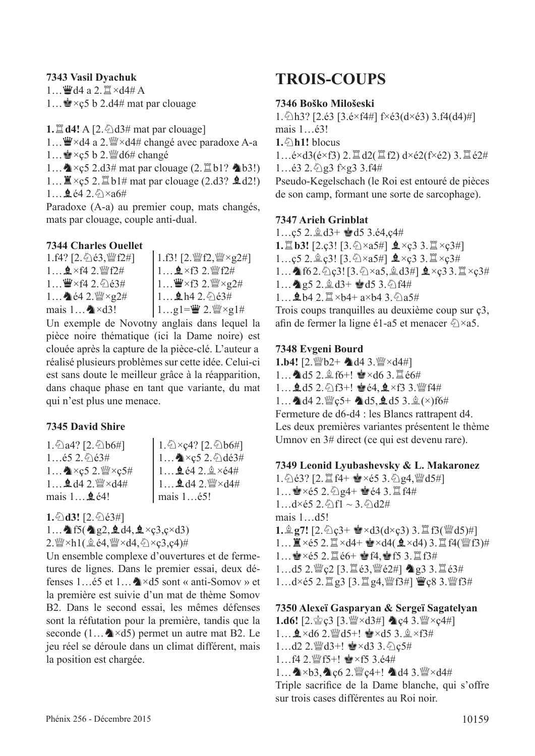**7343 Vasil Dyachuk**

1…♛d4 a 2.♖×d4# A

1…♚×ç5 b 2.d4# mat par clouage

**1.♖d4!** A [2.♘d3# mat par clouage]

1…♛×d4 a 2.♕×d4# changé avec paradoxe A-a

1…♚×ç5 b 2.♕d6# changé

1…♞×ç5 2.d3# mat par clouage (2.♖b1? ♞b3!)

1…♜×ç5 2.♖b1# mat par clouage (2.d3? ♝d2!)

1…♝é4 2.♘×a6#

Paradoxe (A-a) au premier coup, mats changés, mats par clouage, couple anti-dual.

**7344 Charles Ouellet**

1.f4? [2.♘é3,♕f2#]

1…♝×f4 2.♕f2#

1…♛×f4 2.♘é3#

1…♞é4 2.♕×g2#

mais 1…♞×d3!

1.f3! [2.♕f2,♕×g2#]

1…♝×f3 2.♕f2#

1…♛×f3 2.♕×g2#

1…♝h4 2.♘é3#

1…g1=♛ 2.♕×g1#

Un exemple de Novotny anglais dans lequel la pièce noire thématique (ici la Dame noire) est clouée après la capture de la pièce-clé. L'auteur a réalisé plusieurs problèmes sur cette idée. Celui-ci est sans doute le meilleur grâce à la réapparition, dans chaque phase en tant que variante, du mat qui n'est plus une menace.

**7345 David Shire**

1.♘a4? [2.♘b6#]

1…é5 2.♘é3#

1…♞×ç5 2.♕×ç5#

1…♝d4 2.♕×d4#

mais 1…♝é4!

1.♘×ç4? [2.♘b6#]

1…♞×ç5 2.♘dé3#

1…♝é4 2.♗×é4#

1…♝d4 2.♕×d4#

mais 1…é5!

**1.♘d3!** [2.♘é3#]

1…♞f5(♞g2,♝d4,♝×ç3,ç×d3)

2.♕×h1(♗é4,♕×d4,♘×ç3,ç4)#

Un ensemble complexe d'ouvertures et de fermetures de lignes. Dans le premier essai, deux défenses 1…é5 et 1…♞×d5 sont « anti-Somov » et la première est suivie d'un mat de thème Somov B2. Dans le second essai, les mêmes défenses sont la réfutation pour la première, tandis que la seconde (1…♞×d5) permet un autre mat B2. Le jeu réel se déroule dans un climat différent, mais la position est chargée.

## TROIS-COUPS

**7346 Boško Milošeski**

1.♘h3? [2.é3 [3.é×f4#] f×é3(d×é3) 3.f4(d4)#]

mais 1…é3!

**1.♘h1!** blocus

1…é×d3(é×f3) 2.♖d2(♖f2) d×é2(f×é2) 3.♖é2#

1…é3 2.♘g3 f×g3 3.f4#

Pseudo-Kegelschach (le Roi est entouré de pièces de son camp, formant une sorte de sarcophage).

**7347 Arieh Grinblat**

1…ç5 2.♗d3+ ♚d5 3.é4,ç4#

**1.♖b3!** [2.ç3! [3.♘×a5#] ♝×ç3 3.♖×ç3#]

1…ç5 2.♗ç3! [3.♘×a5#] ♝×ç3 3.♖×ç3#

1…♞f6 2.♘ç3! [3.♘×a5,♗d3#] ♝×ç3 3.♖×ç3#

1…♞g5 2.♗d3+ ♚d5 3.♘f4#

1…♝b4 2.♖×b4+ a×b4 3.♘a5#

Trois coups tranquilles au deuxième coup sur ç3, afin de fermer la ligne é1-a5 et menacer ♘×a5.

**7348 Evgeni Bourd**

**1.b4!** [2.♕b2+ ♞d4 3.♕×d4#]

1…♞d5 2.♗f6+! ♚×d6 3.♖é6#

1…♝d5 2.♘f3+! ♚é4,♝×f3 3.♕f4#

1…♞d4 2.♕ç5+ ♞d5,♝d5 3.♗(×)f6#

Fermeture de d6-d4 : les Blancs rattrapent d4. Les deux premières variantes présentent le thème Umnov en 3# direct (ce qui est devenu rare).

**7349 Leonid Lyubashevsky & L. Makaronez**

1.♘é3? [2.♖f4+ ♚×é5 3.♘g4,♕d5#]

1…♚×é5 2.♘g4+ ♚é4 3.♖f4#

1…d×é5 2.♘f1 ~ 3.♘d2#

mais 1…d5!

**1.♗g7!** [2.♘ç3+ ♚×d3(d×ç3) 3.♖f3(♕d5)#]

1…♜×é5 2.♖×d4+ ♚×d4(♝×d4) 3.♖f4(♕f3)#

1…♚×é5 2.♖é6+ ♚f4,♚f5 3.♖f3#

1…d5 2.♕ç2 [3.♖é3,♕é2#] ♞g3 3.♖é3#

1…d×é5 2.♖g3 [3.♖g4,♕f3#] ♛ç8 3.♕f3#

**7350 Alexeï Gasparyan & Sergeï Sagatelyan**

**1.d6!** [2.♔ç3 [3.♕×d3#] ♞ç4 3.♕×ç4#]

1…♝×d6 2.♕d5+! ♚×d5 3.♗×f3#

1…d2 2.♕d3+! ♚×d3 3.♘ç5#

1…f4 2.♕f5+! ♚×f5 3.é4#

1…♞×b3,♞ç6 2.♕ç4+! ♞d4 3.♕×d4#

Triple sacrifice de la Dame blanche, qui s'offre sur trois cases différentes au Roi noir.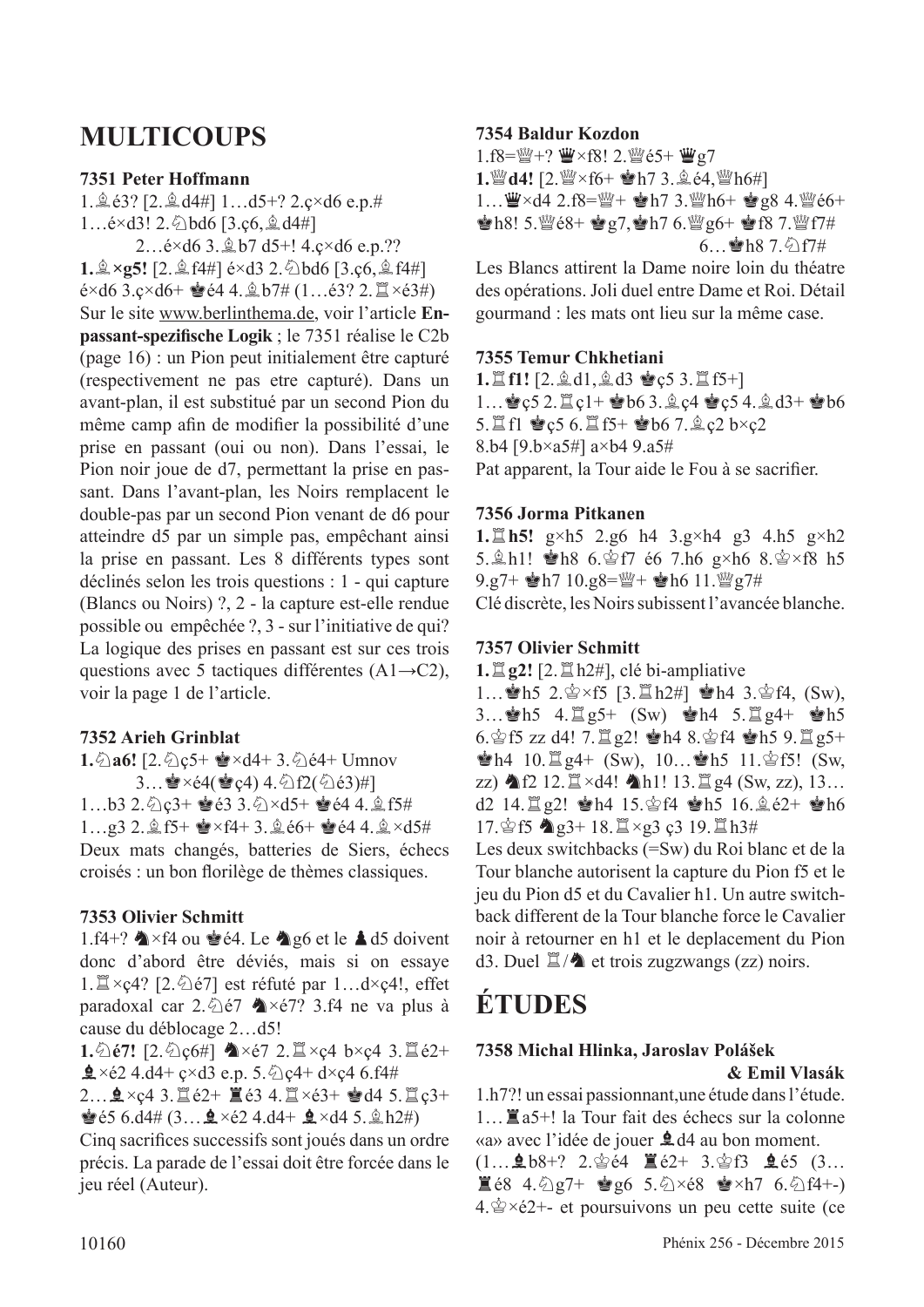# MULTICOUPS

### 7351 Peter Hoffmann

1.♗é3? [2.♗d4#] 1…d5+? 2.ç×d6 e.p.#
1…é×d3! 2.♘bd6 [3.ç6,♗d4#]
2…é×d6 3.♗b7 d5+! 4.ç×d6 e.p.??
**1.♗×g5!** [2.♗f4#] é×d3 2.♘bd6 [3.ç6,♗f4#] é×d6 3.ç×d6+ ♚é4 4.♗b7# (1…é3? 2.♖×é3#)
Sur le site www.berlinthema.de, voir l'article **En-passant-spezifische Logik** ; le 7351 réalise le C2b (page 16) : un Pion peut initialement être capturé (respectivement ne pas etre capturé). Dans un avant-plan, il est substitué par un second Pion du même camp afin de modifier la possibilité d'une prise en passant (oui ou non). Dans l'essai, le Pion noir joue de d7, permettant la prise en passant. Dans l'avant-plan, les Noirs remplacent le double-pas par un second Pion venant de d6 pour atteindre d5 par un simple pas, empêchant ainsi la prise en passant. Les 8 différents types sont déclinés selon les trois questions : 1 - qui capture (Blancs ou Noirs) ?, 2 - la capture est-elle rendue possible ou empêchée ?, 3 - sur l'initiative de qui? La logique des prises en passant est sur ces trois questions avec 5 tactiques différentes (A1→C2), voir la page 1 de l'article.

### 7352 Arieh Grinblat

**1.♘a6!** [2.♘ç5+ ♚×d4+ 3.♘é4+ Umnov
3…♚×é4(♚ç4) 4.♘f2(♘é3)#]
1…b3 2.♘ç3+ ♚é3 3.♘×d5+ ♚é4 4.♗f5#
1…g3 2.♗f5+ ♚×f4+ 3.♗é6+ ♚é4 4.♗×d5#
Deux mats changés, batteries de Siers, échecs croisés : un bon florilège de thèmes classiques.

### 7353 Olivier Schmitt

1.f4+? ♞×f4 ou ♚é4. Le ♞g6 et le ♟d5 doivent donc d'abord être déviés, mais si on essaye 1.♖×ç4? [2.♘é7] est réfuté par 1…d×ç4!, effet paradoxal car 2.♘é7 ♞×é7? 3.f4 ne va plus à cause du déblocage 2…d5!
**1.♘é7!** [2.♘ç6#] ♞×é7 2.♖×ç4 b×ç4 3.♖é2+ ♝×é2 4.d4+ ç×d3 e.p. 5.♘ç4+ d×ç4 6.f4#
2…♝×ç4 3.♖é2+ ♜é3 4.♖×é3+ ♚d4 5.♖ç3+ ♚é5 6.d4# (3…♝×é2 4.d4+ ♝×d4 5.♗h2#)
Cinq sacrifices successifs sont joués dans un ordre précis. La parade de l'essai doit être forcée dans le jeu réel (Auteur).

### 7354 Baldur Kozdon

1.f8=♕+? ♛×f8! 2.♕é5+ ♛g7
**1.♕d4!** [2.♕×f6+ ♚h7 3.♗é4,♕h6#]
1…♛×d4 2.f8=♕+ ♚h7 3.♕h6+ ♚g8 4.♕é6+ ♚h8! 5.♕é8+ ♚g7,♚h7 6.♕g6+ ♚f8 7.♕f7#
6…♚h8 7.♘f7#
Les Blancs attirent la Dame noire loin du théatre des opérations. Joli duel entre Dame et Roi. Détail gourmand : les mats ont lieu sur la même case.

### 7355 Temur Chkhetiani

**1.♖f1!** [2.♗d1,♗d3 ♚ç5 3.♖f5+]
1…♚ç5 2.♖ç1+ ♚b6 3.♗ç4 ♚ç5 4.♗d3+ ♚b6 5.♖f1 ♚ç5 6.♖f5+ ♚b6 7.♗ç2 b×ç2 8.b4 [9.b×a5#] a×b4 9.a5#
Pat apparent, la Tour aide le Fou à se sacrifier.

### 7356 Jorma Pitkanen

**1.♖h5!** g×h5 2.g6 h4 3.g×h4 g3 4.h5 g×h2 5.♗h1! ♚h8 6.♔f7 é6 7.h6 g×h6 8.♔×f8 h5 9.g7+ ♚h7 10.g8=♕+ ♚h6 11.♕g7#
Clé discrète, les Noirs subissent l'avancée blanche.

### 7357 Olivier Schmitt

**1.♖g2!** [2.♖h2#], clé bi-ampliative
1…♚h5 2.♔×f5 [3.♖h2#] ♚h4 3.♔f4, (Sw), 3…♚h5 4.♖g5+ (Sw) ♚h4 5.♖g4+ ♚h5 6.♔f5 zz d4! 7.♖g2! ♚h4 8.♔f4 ♚h5 9.♖g5+ ♚h4 10.♖g4+ (Sw), 10…♚h5 11.♔f5! (Sw, zz) ♞f2 12.♖×d4! ♞h1! 13.♖g4 (Sw, zz), 13…d2 14.♖g2! ♚h4 15.♔f4 ♚h5 16.♗é2+ ♚h6 17.♔f5 ♞g3+ 18.♖×g3 ç3 19.♖h3#
Les deux switchbacks (=Sw) du Roi blanc et de la Tour blanche autorisent la capture du Pion f5 et le jeu du Pion d5 et du Cavalier h1. Un autre switchback different de la Tour blanche force le Cavalier noir à retourner en h1 et le deplacement du Pion d3. Duel ♖/♞ et trois zugzwangs (zz) noirs.

# ÉTUDES

### 7358 Michal Hlinka, Jaroslav Polášek & Emil Vlasák

1.h7?! un essai passionnant,une étude dans l'étude.
1…♜a5+! la Tour fait des échecs sur la colonne «a» avec l'idée de jouer ♝d4 au bon moment.
(1…♝b8+? 2.♔é4 ♜é2+ 3.♔f3 ♝é5 (3…♜é8 4.♘g7+ ♚g6 5.♘×é8 ♚×h7 6.♘f4+-) 4.♔×é2+- et poursuivons un peu cette suite (ce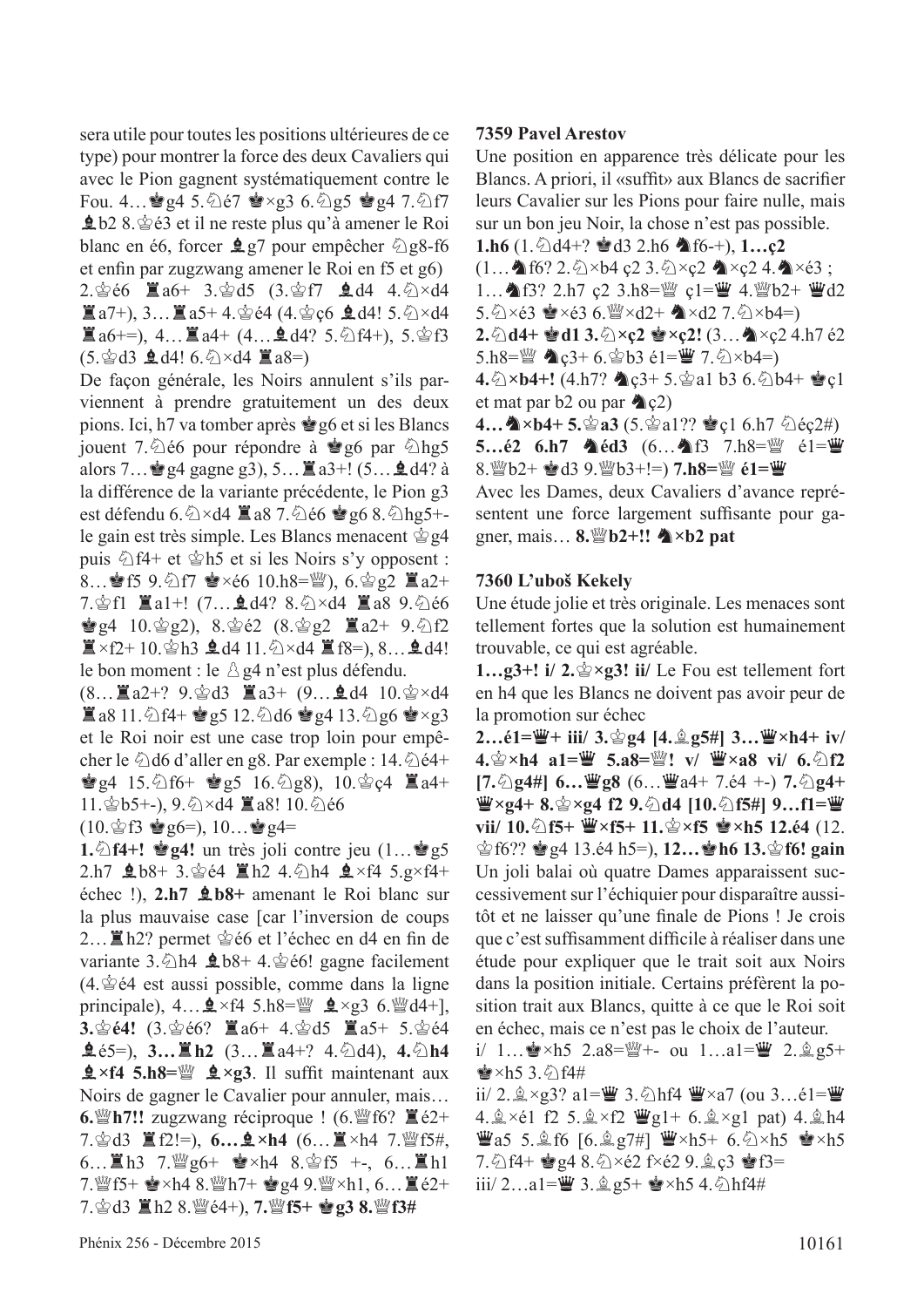sera utile pour toutes les positions ultérieures de ce type) pour montrer la force des deux Cavaliers qui avec le Pion gagnent systématiquement contre le Fou. 4…♚g4 5.♘é7 ♚×g3 6.♘g5 ♚g4 7.♘f7 ♝b2 8.♔é3 et il ne reste plus qu'à amener le Roi blanc en é6, forcer ♝g7 pour empêcher ♘g8-f6 et enfin par zugzwang amener le Roi en f5 et g6) 2.♔é6 ♜a6+ 3.♔d5 (3.♔f7 ♝d4 4.♘×d4 ♜a7+), 3…♜a5+ 4.♔é4 (4.♔ç6 ♝d4! 5.♘×d4 ♜a6+=), 4…♜a4+ (4…♝d4? 5.♘f4+), 5.♔f3 (5.♔d3 ♝d4! 6.♘×d4 ♜a8=)

De façon générale, les Noirs annulent s'ils parviennent à prendre gratuitement un des deux pions. Ici, h7 va tomber après ♚g6 et si les Blancs jouent 7.♘é6 pour répondre à ♚g6 par ♘hg5 alors 7…♚g4 gagne g3), 5…♜a3+! (5…♝d4? à la différence de la variante précédente, le Pion g3 est défendu 6.♘×d4 ♜a8 7.♘é6 ♚g6 8.♘hg5+- le gain est très simple. Les Blancs menacent ♔g4 puis ♘f4+ et ♔h5 et si les Noirs s'y opposent : 8…♚f5 9.♘f7 ♚×é6 10.h8=♕), 6.♔g2 ♜a2+ 7.♔f1 ♜a1+! (7…♝d4? 8.♘×d4 ♜a8 9.♘é6 ♚g4 10.♔g2), 8.♔é2 (8.♔g2 ♜a2+ 9.♘f2 ♜×f2+ 10.♔h3 ♝d4 11.♘×d4 ♜f8=), 8…♝d4! le bon moment : le ♙g4 n'est plus défendu.

(8…♜a2+? 9.♔d3 ♜a3+ (9…♝d4 10.♔×d4 ♜a8 11.♘f4+ ♚g5 12.♘d6 ♚g4 13.♘g6 ♚×g3 et le Roi noir est une case trop loin pour empêcher le ♘d6 d'aller en g8. Par exemple : 14.♘é4+ ♚g4 15.♘f6+ ♚g5 16.♘g8), 10.♔ç4 ♜a4+ 11.♔b5+-), 9.♘×d4 ♜a8! 10.♘é6 (10.♔f3 ♚g6=), 10…♚g4=

**1.♘f4+! ♚g4!** un très joli contre jeu (1…♚g5 2.h7 ♝b8+ 3.♔é4 ♜h2 4.♘h4 ♝×f4 5.g×f4+ échec !), **2.h7 ♝b8+** amenant le Roi blanc sur la plus mauvaise case [car l'inversion de coups 2…♜h2? permet ♔é6 et l'échec en d4 en fin de variante 3.♘h4 ♝b8+ 4.♔é6! gagne facilement (4.♔é4 est aussi possible, comme dans la ligne principale), 4…♝×f4 5.h8=♕ ♝×g3 6.♕d4+], **3.♔é4!** (3.♔é6? ♜a6+ 4.♔d5 ♜a5+ 5.♔é4 ♝é5=), **3…♜h2** (3…♜a4+? 4.♘d4), **4.♘h4 ♝×f4 5.h8=♕ ♝×g3**. Il suffit maintenant aux Noirs de gagner le Cavalier pour annuler, mais… **6.♕h7!!** zugzwang réciproque ! (6.♕f6? ♜é2+ 7.♔d3 ♜f2!=), **6…♝×h4** (6…♜×h4 7.♕f5#, 6…♜h3 7.♕g6+ ♚×h4 8.♔f5 +-, 6…♜h1 7.♕f5+ ♚×h4 8.♕h7+ ♚g4 9.♕×h1, 6…♜é2+ 7.♔d3 ♜h2 8.♕é4+), **7.♕f5+ ♚g3 8.♕f3#**

**7359 Pavel Arestov**

Une position en apparence très délicate pour les Blancs. A priori, il «suffit» aux Blancs de sacrifier leurs Cavalier sur les Pions pour faire nulle, mais sur un bon jeu Noir, la chose n'est pas possible.

**1.h6** (1.♘d4+? ♚d3 2.h6 ♞f6-+), **1…ç2** (1…♞f6? 2.♘×b4 ç2 3.♘×ç2 ♞×ç2 4.♞×é3 ; 1…♞f3? 2.h7 ç2 3.h8=♕ ç1=♛ 4.♕b2+ ♛d2 5.♘×é3 ♚×é3 6.♕×d2+ ♞×d2 7.♘×b4=)

**2.♘d4+ ♚d1 3.♘×ç2 ♚×ç2!** (3…♞×ç2 4.h7 é2 5.h8=♕ ♞ç3+ 6.♔b3 é1=♛ 7.♘×b4=)

**4.♘×b4+!** (4.h7? ♞ç3+ 5.♔a1 b3 6.♘b4+ ♚ç1 et mat par b2 ou par ♞ç2)

**4…♞×b4+ 5.♔a3** (5.♔a1?? ♚ç1 6.h7 ♘éç2#) **5…é2 6.h7 ♞éd3** (6…♞f3 7.h8=♕ é1=♛ 8.♕b2+ ♚d3 9.♕b3+!=) **7.h8=♕ é1=♛**

Avec les Dames, deux Cavaliers d'avance représentent une force largement suffisante pour gagner, mais… **8.♕b2+!! ♞×b2 pat**

**7360 L'uboš Kekely**

Une étude jolie et très originale. Les menaces sont tellement fortes que la solution est humainement trouvable, ce qui est agréable.

**1…g3+! i/ 2.♔×g3! ii/** Le Fou est tellement fort en h4 que les Blancs ne doivent pas avoir peur de la promotion sur échec

**2…é1=♛+ iii/ 3.♔g4 [4.♗g5#] 3…♛×h4+ iv/ 4.♔×h4 a1=♛ 5.a8=♕! v/ ♛×a8 vi/ 6.♘f2 [7.♘g4#] 6…♛g8** (6…♛a4+ 7.é4 +-) **7.♘g4+ ♛×g4+ 8.♔×g4 f2 9.♘d4 [10.♘f5#] 9…f1=♛ vii/ 10.♘f5+ ♛×f5+ 11.♔×f5 ♚×h5 12.é4** (12.♔f6?? ♚g4 13.é4 h5=), **12…♚h6 13.♔f6! gain**

Un joli balai où quatre Dames apparaissent successivement sur l'échiquier pour disparaître aussitôt et ne laisser qu'une finale de Pions ! Je crois que c'est suffisamment difficile à réaliser dans une étude pour expliquer que le trait soit aux Noirs dans la position initiale. Certains préfèrent la position trait aux Blancs, quitte à ce que le Roi soit en échec, mais ce n'est pas le choix de l'auteur.

i/ 1…♚×h5 2.a8=♕+- ou 1…a1=♛ 2.♗g5+ ♚×h5 3.♘f4#

ii/ 2.♗×g3? a1=♛ 3.♘hf4 ♛×a7 (ou 3…é1=♛ 4.♗×é1 f2 5.♗×f2 ♛g1+ 6.♗×g1 pat) 4.♗h4 ♛a5 5.♗f6 [6.♗g7#] ♛×h5+ 6.♘×h5 ♚×h5 7.♘f4+ ♚g4 8.♘×é2 f×é2 9.♗ç3 ♚f3=

iii/ 2…a1=♛ 3.♗g5+ ♚×h5 4.♘hf4#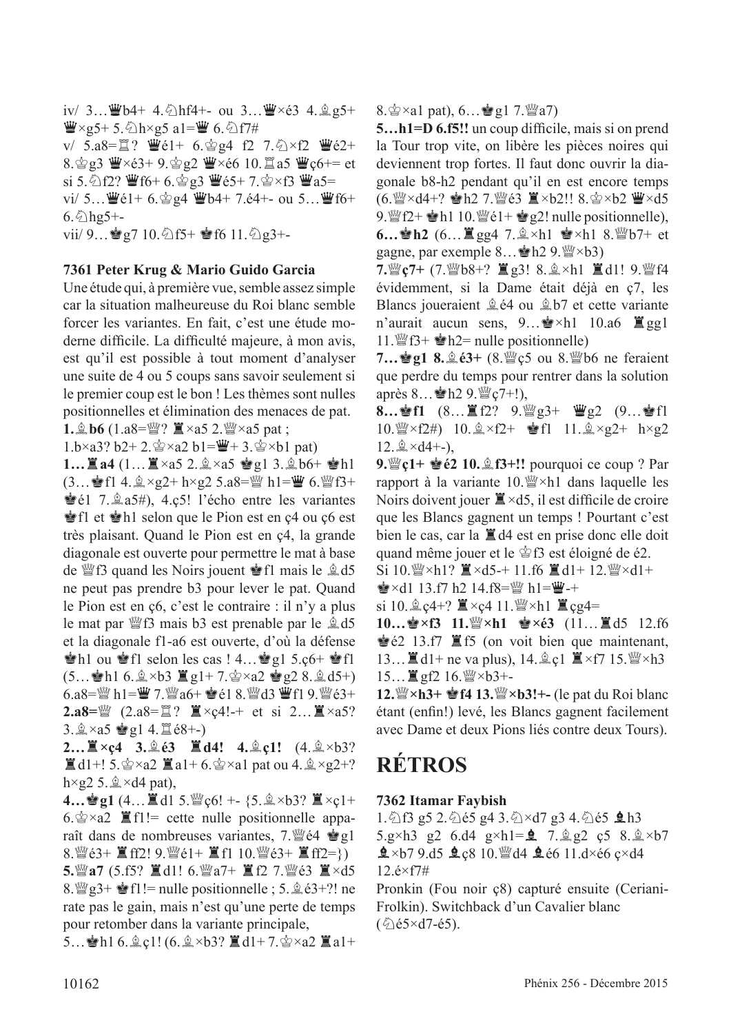iv/ 3…♛b4+ 4.♘hf4+- ou 3…♛×é3 4.♗g5+ ♛×g5+ 5.♘h×g5 a1=♛ 6.♘f7#

v/ 5.a8=♖? ♛é1+ 6.♔g4 f2 7.♘×f2 ♛é2+ 8.♔g3 ♛×é3+ 9.♔g2 ♛×é6 10.♖a5 ♛ç6+= et si 5.♘f2? ♛f6+ 6.♔g3 ♛é5+ 7.♔×f3 ♛a5=

vi/ 5…♛é1+ 6.♔g4 ♛b4+ 7.é4+- ou 5…♛f6+ 6.♘hg5+-

vii/ 9…♚g7 10.♘f5+ ♚f6 11.♘g3+-

### 7361 Peter Krug & Mario Guido Garcia

Une étude qui, à première vue, semble assez simple car la situation malheureuse du Roi blanc semble forcer les variantes. En fait, c'est une étude moderne difficile. La difficulté majeure, à mon avis, est qu'il est possible à tout moment d'analyser une suite de 4 ou 5 coups sans savoir seulement si le premier coup est le bon ! Les thèmes sont nulles positionnelles et élimination des menaces de pat.

**1.♗b6** (1.a8=♕? ♜×a5 2.♕×a5 pat ;
1.b×a3? b2+ 2.♔×a2 b1=♛+ 3.♔×b1 pat)

**1…♜a4** (1…♜×a5 2.♗×a5 ♚g1 3.♗b6+ ♚h1 (3…♚f1 4.♗×g2+ h×g2 5.a8=♕ h1=♛ 6.♕f3+ ♚é1 7.♗a5#), 4.ç5! l'écho entre les variantes ♚f1 et ♚h1 selon que le Pion est en ç4 ou ç6 est très plaisant. Quand le Pion est en ç4, la grande diagonale est ouverte pour permettre le mat à base de ♕f3 quand les Noirs jouent ♚f1 mais le ♗d5 ne peut pas prendre b3 pour lever le pat. Quand le Pion est en ç6, c'est le contraire : il n'y a plus le mat par ♕f3 mais b3 est prenable par le ♗d5 et la diagonale f1-a6 est ouverte, d'où la défense ♚h1 ou ♚f1 selon les cas ! 4…♚g1 5.ç6+ ♚f1 (5…♚h1 6.♗×b3 ♜g1+ 7.♔×a2 ♚g2 8.♗d5+) 6.a8=♕ h1=♛ 7.♕a6+ ♚é1 8.♕d3 ♛f1 9.♕é3+

**2.a8=♕** (2.a8=♖? ♜×ç4!-+ et si 2…♜×a5? 3.♗×a5 ♚g1 4.♖é8+-)

**2…♜×ç4 3.♗é3 ♜d4! 4.♗ç1!** (4.♗×b3? ♜d1+! 5.♔×a2 ♜a1+ 6.♔×a1 pat ou 4.♗×g2+? h×g2 5.♗×d4 pat),

**4…♚g1** (4…♜d1 5.♕ç6! +- {5.♗×b3? ♜×ç1+ 6.♔×a2 ♜f1!= cette nulle positionnelle apparaît dans de nombreuses variantes, 7.♕é4 ♚g1 8.♕é3+ ♜ff2! 9.♕é1+ ♜f1 10.♕é3+ ♜ff2=})

**5.♕a7** (5.f5? ♜d1! 6.♕a7+ ♜f2 7.♕é3 ♜×d5 8.♕g3+ ♚f1!= nulle positionnelle ; 5.♗é3+?! ne rate pas le gain, mais n'est qu'une perte de temps pour retomber dans la variante principale,
5…♚h1 6.♗ç1! (6.♗×b3? ♜d1+ 7.♔×a2 ♜a1+ 8.♔×a1 pat), 6…♚g1 7.♕a7)

**5…h1=D 6.f5!!** un coup difficile, mais si on prend la Tour trop vite, on libère les pièces noires qui deviennent trop fortes. Il faut donc ouvrir la diagonale b8-h2 pendant qu'il en est encore temps (6.♕×d4+? ♚h2 7.♕é3 ♜×b2!! 8.♔×b2 ♛×d5 9.♕f2+ ♚h1 10.♕é1+ ♚g2! nulle positionnelle),

**6…♚h2** (6…♜gg4 7.♗×h1 ♚×h1 8.♕b7+ et gagne, par exemple 8…♚h2 9.♕×b3)

**7.♕ç7+** (7.♕b8+? ♜g3! 8.♗×h1 ♜d1! 9.♕f4 évidemment, si la Dame était déjà en ç7, les Blancs joueraient ♗é4 ou ♗b7 et cette variante n'aurait aucun sens, 9…♚×h1 10.a6 ♜gg1 11.♕f3+ ♚h2= nulle positionnelle)

**7…♚g1 8.♗é3+** (8.♕ç5 ou 8.♕b6 ne feraient que perdre du temps pour rentrer dans la solution après 8…♚h2 9.♕ç7+!),

**8…♚f1** (8…♜f2? 9.♕g3+ ♛g2 (9…♚f1 10.♕×f2#) 10.♗×f2+ ♚f1 11.♗×g2+ h×g2 12.♗×d4+-),

**9.♕ç1+ ♚é2 10.♗f3+!!** pourquoi ce coup ? Par rapport à la variante 10.♕×h1 dans laquelle les Noirs doivent jouer ♜×d5, il est difficile de croire que les Blancs gagnent un temps ! Pourtant c'est bien le cas, car la ♜d4 est en prise donc elle doit quand même jouer et le ♔f3 est éloigné de é2.
Si 10.♕×h1? ♜×d5-+ 11.f6 ♜d1+ 12.♕×d1+ ♚×d1 13.f7 h2 14.f8=♕ h1=♛-+
si 10.♗ç4+? ♜×ç4 11.♕×h1 ♜çg4=

**10…♚×f3 11.♕×h1 ♚×é3** (11…♜d5 12.f6 ♚é2 13.f7 ♜f5 (on voit bien que maintenant, 13…♜d1+ ne va plus), 14.♗ç1 ♜×f7 15.♕×h3 15…♜gf2 16.♕×b3+-

**12.♕×h3+ ♚f4 13.♕×b3!+-** (le pat du Roi blanc étant (enfin!) levé, les Blancs gagnent facilement avec Dame et deux Pions liés contre deux Tours).

# RÉTROS

### 7362 Itamar Faybish

1.♘f3 g5 2.♘é5 g4 3.♘×d7 g3 4.♘é5 ♝h3 5.g×h3 g2 6.d4 g×h1=♝ 7.♗g2 ç5 8.♗×b7 ♝×b7 9.d5 ♝ç8 10.♕d4 ♝é6 11.d×é6 ç×d4 12.é×f7#

Pronkin (Fou noir ç8) capturé ensuite (Ceriani-Frolkin). Switchback d'un Cavalier blanc (♘é5×d7-é5).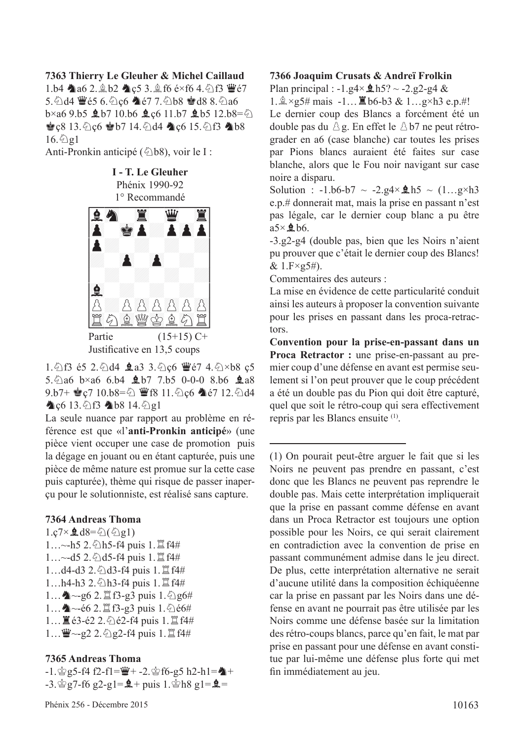**7363 Thierry Le Gleuher & Michel Caillaud**

1.b4 ♞a6 2.♗b2 ♞ç5 3.♗f6 é×f6 4.♘f3 ♛é7 5.♘d4 ♛é5 6.♘ç6 ♞é7 7.♘b8 ♚d8 8.♘a6 b×a6 9.b5 ♝b7 10.b6 ♝ç6 11.b7 ♝b5 12.b8=♘ ♚ç8 13.♘ç6 ♚b7 14.♘d4 ♞ç6 15.♘f3 ♞b8 16.♘g1

Anti-Pronkin anticipé (♘b8), voir le I :

**I - T. Le Gleuher**
Phénix 1990-92
1° Recommandé

Partie (15+15) C+
Justificative en 13,5 coups

1.♘f3 é5 2.♘d4 ♝a3 3.♘ç6 ♛é7 4.♘×b8 ç5 5.♘a6 b×a6 6.b4 ♝b7 7.b5 0-0-0 8.b6 ♝a8 9.b7+ ♚ç7 10.b8=♘ ♛f8 11.♘ç6 ♞é7 12.♘d4 ♞ç6 13.♘f3 ♞b8 14.♘g1

La seule nuance par rapport au problème en référence est que «l'**anti-Pronkin anticipé**» (une pièce vient occuper une case de promotion puis la dégage en jouant ou en étant capturée, puis une pièce de même nature est promue sur la cette case puis capturée), thème qui risque de passer inaperçu pour le solutionniste, est réalisé sans capture.

**7364 Andreas Thoma**

1.ç7×♝d8=♘(♘g1)
1…~-h5 2.♘h5-f4 puis 1.♖f4#
1…~-d5 2.♘d5-f4 puis 1.♖f4#
1…d4-d3 2.♘d3-f4 puis 1.♖f4#
1…h4-h3 2.♘h3-f4 puis 1.♖f4#
1…♞~-g6 2.♖f3-g3 puis 1.♘g6#
1…♞~-é6 2.♖f3-g3 puis 1.♘é6#
1…♜é3-é2 2.♘é2-f4 puis 1.♖f4#
1…♛~-g2 2.♘g2-f4 puis 1.♖f4#

**7365 Andreas Thoma**

-1.♔g5-f4 f2-f1=♛+ -2.♔f6-g5 h2-h1=♞+
-3.♔g7-f6 g2-g1=♝+ puis 1.♔h8 g1=♝=

**7366 Joaquim Crusats & Andreï Frolkin**

Plan principal : -1.g4×♝h5? ~ -2.g2-g4 & 1.♗×g5# mais -1…♜b6-b3 & 1…g×h3 e.p.#!

Le dernier coup des Blancs a forcément été un double pas du ♙g. En effet le ♙b7 ne peut rétrograder en a6 (case blanche) car toutes les prises par Pions blancs auraient été faites sur case blanche, alors que le Fou noir navigant sur case noire a disparu.

Solution : -1.b6-b7 ~ -2.g4×♝h5 ~ (1…g×h3 e.p.# donnerait mat, mais la prise en passant n'est pas légale, car le dernier coup blanc a pu être a5×♝b6.

-3.g2-g4 (double pas, bien que les Noirs n'aient pu prouver que c'était le dernier coup des Blancs! & 1.F×g5#).

Commentaires des auteurs :

La mise en évidence de cette particularité conduit ainsi les auteurs à proposer la convention suivante pour les prises en passant dans les proca-retractors.

**Convention pour la prise-en-passant dans un Proca Retractor :** une prise-en-passant au premier coup d'une défense en avant est permise seulement si l'on peut prouver que le coup précédent a été un double pas du Pion qui doit être capturé, quel que soit le rétro-coup qui sera effectivement repris par les Blancs ensuite [1].

---

[1] On pourait peut-être arguer le fait que si les Noirs ne peuvent pas prendre en passant, c'est donc que les Blancs ne peuvent pas reprendre le double pas. Mais cette interprétation impliquerait que la prise en passant comme défense en avant dans un Proca Retractor est toujours une option possible pour les Noirs, ce qui serait clairement en contradiction avec la convention de prise en passant communément admise dans le jeu direct. De plus, cette interprétation alternative ne serait d'aucune utilité dans la composition échiquéenne car la prise en passant par les Noirs dans une défense en avant ne pourrait pas être utilisée par les Noirs comme une défense basée sur la limitation des rétro-coups blancs, parce qu'en fait, le mat par prise en passant pour une défense en avant constitue par lui-même une défense plus forte qui met fin immédiatement au jeu.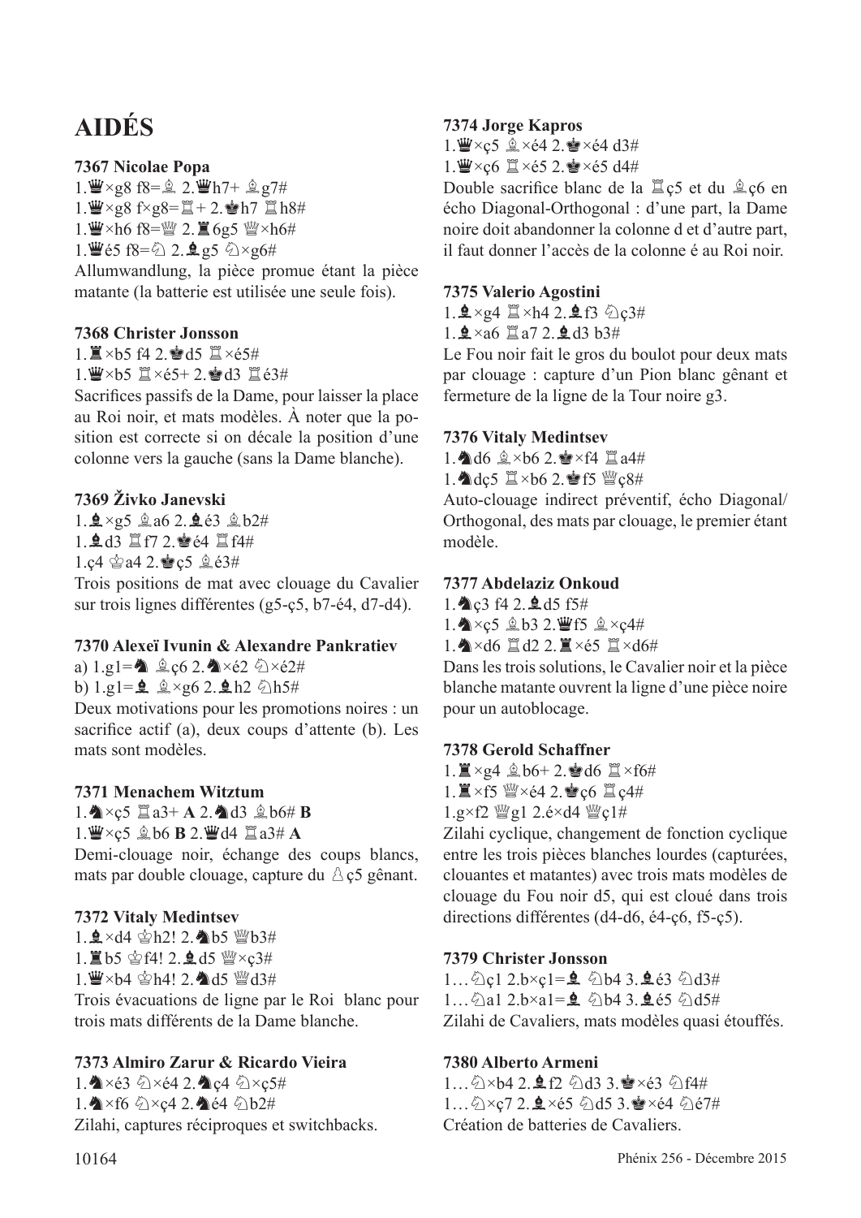# AIDÉS

**7367 Nicolae Popa**

1.♛×g8 f8=♗ 2.♛h7+ ♗g7#
1.♛×g8 f×g8=♖+ 2.♚h7 ♖h8#
1.♛×h6 f8=♕ 2.♜6g5 ♕×h6#
1.♛é5 f8=♘ 2.♝g5 ♘×g6#

Allumwandlung, la pièce promue étant la pièce matante (la batterie est utilisée une seule fois).

**7368 Christer Jonsson**

1.♜×b5 f4 2.♚d5 ♖×é5#
1.♛×b5 ♖×é5+ 2.♚d3 ♖é3#

Sacrifices passifs de la Dame, pour laisser la place au Roi noir, et mats modèles. À noter que la position est correcte si on décale la position d'une colonne vers la gauche (sans la Dame blanche).

**7369 Živko Janevski**

1.♝×g5 ♗a6 2.♝é3 ♗b2#
1.♝d3 ♖f7 2.♚é4 ♖f4#
1.ç4 ♔a4 2.♚ç5 ♗é3#

Trois positions de mat avec clouage du Cavalier sur trois lignes différentes (g5-ç5, b7-é4, d7-d4).

**7370 Alexeï Ivunin & Alexandre Pankratiev**

a) 1.g1=♞ ♗ç6 2.♞×é2 ♘×é2#
b) 1.g1=♝ ♗×g6 2.♝h2 ♘h5#

Deux motivations pour les promotions noires : un sacrifice actif (a), deux coups d'attente (b). Les mats sont modèles.

**7371 Menachem Witztum**

1.♞×ç5 ♖a3+ **A** 2.♞d3 ♗b6# **B**
1.♛×ç5 ♗b6 **B** 2.♛d4 ♖a3# **A**

Demi-clouage noir, échange des coups blancs, mats par double clouage, capture du ♙ç5 gênant.

**7372 Vitaly Medintsev**

1.♝×d4 ♔h2! 2.♞b5 ♕b3#
1.♜b5 ♔f4! 2.♝d5 ♕×ç3#
1.♛×b4 ♔h4! 2.♞d5 ♕d3#

Trois évacuations de ligne par le Roi blanc pour trois mats différents de la Dame blanche.

**7373 Almiro Zarur & Ricardo Vieira**

1.♞×é3 ♘×é4 2.♞ç4 ♘×ç5#
1.♞×f6 ♘×ç4 2.♞é4 ♘b2#

Zilahi, captures réciproques et switchbacks.

**7374 Jorge Kapros**

1.♛×ç5 ♗×é4 2.♚×é4 d3#
1.♛×ç6 ♖×é5 2.♚×é5 d4#

Double sacrifice blanc de la ♖ç5 et du ♗ç6 en écho Diagonal-Orthogonal : d'une part, la Dame noire doit abandonner la colonne d et d'autre part, il faut donner l'accès de la colonne é au Roi noir.

**7375 Valerio Agostini**

1.♝×g4 ♖×h4 2.♝f3 ♘ç3#
1.♝×a6 ♖a7 2.♝d3 b3#

Le Fou noir fait le gros du boulot pour deux mats par clouage : capture d'un Pion blanc gênant et fermeture de la ligne de la Tour noire g3.

**7376 Vitaly Medintsev**

1.♞d6 ♗×b6 2.♚×f4 ♖a4#
1.♞dç5 ♖×b6 2.♚f5 ♕ç8#

Auto-clouage indirect préventif, écho Diagonal/Orthogonal, des mats par clouage, le premier étant modèle.

**7377 Abdelaziz Onkoud**

1.♞ç3 f4 2.♝d5 f5#
1.♞×ç5 ♗b3 2.♛f5 ♗×ç4#
1.♞×d6 ♖d2 2.♜×é5 ♖×d6#

Dans les trois solutions, le Cavalier noir et la pièce blanche matante ouvrent la ligne d'une pièce noire pour un autoblocage.

**7378 Gerold Schaffner**

1.♜×g4 ♗b6+ 2.♚d6 ♖×f6#
1.♜×f5 ♕×é4 2.♚ç6 ♖ç4#
1.g×f2 ♕g1 2.é×d4 ♕ç1#

Zilahi cyclique, changement de fonction cyclique entre les trois pièces blanches lourdes (capturées, clouantes et matantes) avec trois mats modèles de clouage du Fou noir d5, qui est cloué dans trois directions différentes (d4-d6, é4-ç6, f5-ç5).

**7379 Christer Jonsson**

1… ♘ç1 2.b×ç1=♝ ♘b4 3.♝é3 ♘d3#
1… ♘a1 2.b×a1=♝ ♘b4 3.♝é5 ♘d5#

Zilahi de Cavaliers, mats modèles quasi étouffés.

**7380 Alberto Armeni**

1… ♘×b4 2.♝f2 ♘d3 3.♚×é3 ♘f4#
1… ♘×ç7 2.♝×é5 ♘d5 3.♚×é4 ♘é7#

Création de batteries de Cavaliers.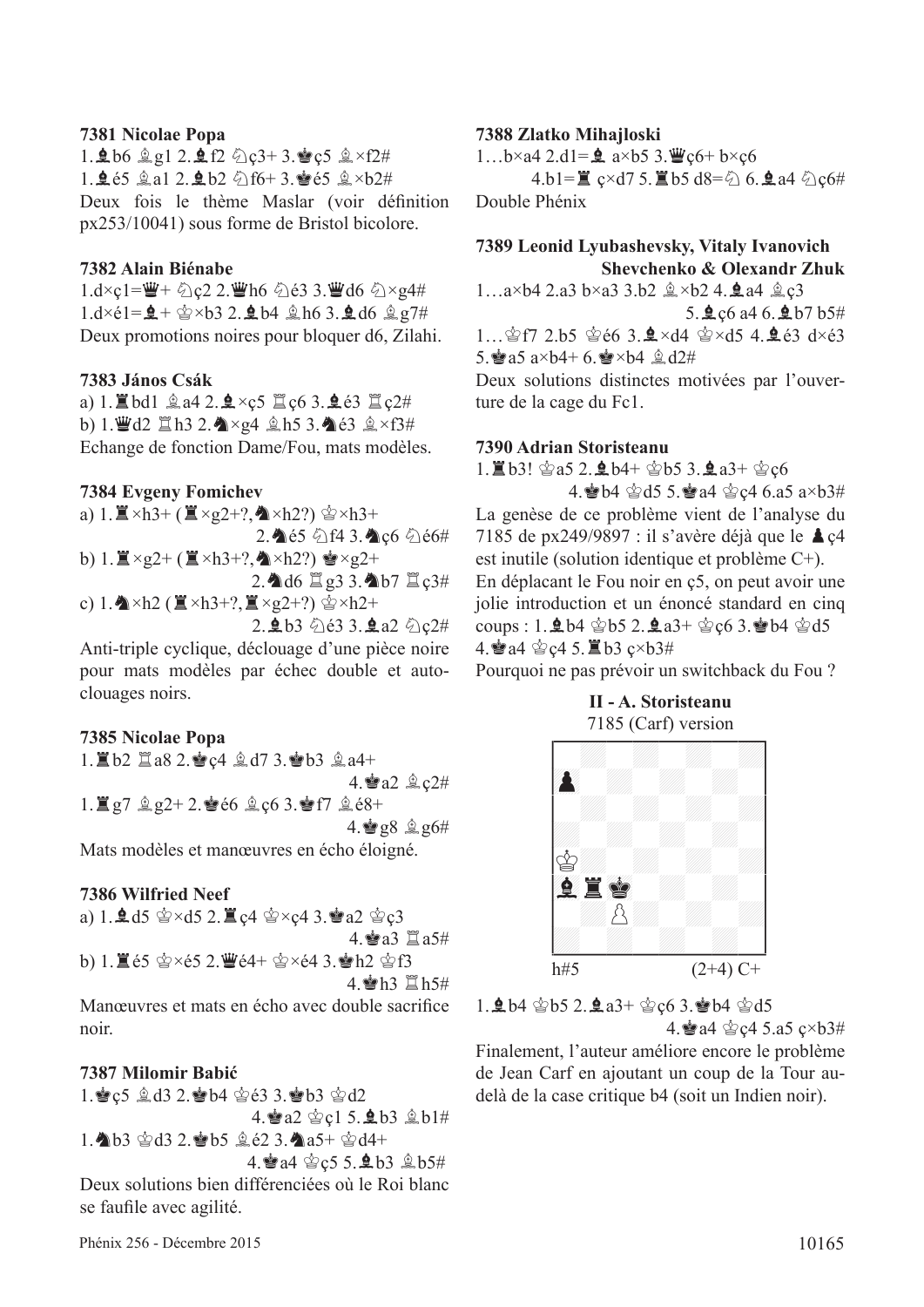**7381 Nicolae Popa**

1.♝b6 ♗g1 2.♝f2 ♘ç3+ 3.♚ç5 ♗×f2#
1.♝é5 ♗a1 2.♝b2 ♘f6+ 3.♚é5 ♗×b2#
Deux fois le thème Maslar (voir définition px253/10041) sous forme de Bristol bicolore.

**7382 Alain Biénabe**

1.d×ç1=♛+ ♘ç2 2.♛h6 ♘é3 3.♛d6 ♘×g4#
1.d×é1=♝+ ♔×b3 2.♝b4 ♗h6 3.♝d6 ♗g7#
Deux promotions noires pour bloquer d6, Zilahi.

**7383 János Csák**

a) 1.♜bd1 ♗a4 2.♝×ç5 ♖ç6 3.♝é3 ♖ç2#
b) 1.♛d2 ♖h3 2.♞×g4 ♗h5 3.♞é3 ♗×f3#
Echange de fonction Dame/Fou, mats modèles.

**7384 Evgeny Fomichev**

a) 1.♜×h3+ (♜×g2+?,♞×h2?) ♔×h3+ 2.♞é5 ♘f4 3.♞ç6 ♘é6#
b) 1.♜×g2+ (♜×h3+?,♞×h2?) ♚×g2+ 2.♞d6 ♖g3 3.♞b7 ♖ç3#
c) 1.♞×h2 (♜×h3+?,♜×g2+?) ♔×h2+ 2.♝b3 ♘é3 3.♝a2 ♘ç2#
Anti-triple cyclique, déclouage d'une pièce noire pour mats modèles par échec double et auto-clouages noirs.

**7385 Nicolae Popa**

1.♜b2 ♖a8 2.♚ç4 ♗d7 3.♚b3 ♗a4+ 4.♚a2 ♗ç2#
1.♜g7 ♗g2+ 2.♚é6 ♗ç6 3.♚f7 ♗é8+ 4.♚g8 ♗g6#
Mats modèles et manœuvres en écho éloigné.

**7386 Wilfried Neef**

a) 1.♝d5 ♔×d5 2.♜ç4 ♔×ç4 3.♚a2 ♔ç3 4.♚a3 ♖a5#
b) 1.♜é5 ♔×é5 2.♛é4+ ♔×é4 3.♚h2 ♔f3 4.♚h3 ♖h5#
Manœuvres et mats en écho avec double sacrifice noir.

**7387 Milomir Babić**

1.♚ç5 ♗d3 2.♚b4 ♔é3 3.♚b3 ♔d2 4.♚a2 ♔ç1 5.♝b3 ♗b1#
1.♞b3 ♔d3 2.♚b5 ♗é2 3.♞a5+ ♔d4+ 4.♚a4 ♔ç5 5.♝b3 ♗b5#
Deux solutions bien différenciées où le Roi blanc se faufile avec agilité.

**7388 Zlatko Mihajloski**

1…b×a4 2.d1=♝ a×b5 3.♛ç6+ b×ç6 4.b1=♜ ç×d7 5.♜b5 d8=♘ 6.♝a4 ♘ç6#
Double Phénix

**7389 Leonid Lyubashevsky, Vitaly Ivanovich Shevchenko & Olexandr Zhuk**

1…a×b4 2.a3 b×a3 3.b2 ♗×b2 4.♝a4 ♗ç3 5.♝ç6 a4 6.♝b7 b5#
1…♔f7 2.b5 ♔é6 3.♝×d4 ♔×d5 4.♝é3 d×é3 5.♚a5 a×b4+ 6.♚×b4 ♗d2#
Deux solutions distinctes motivées par l'ouverture de la cage du Fc1.

**7390 Adrian Storisteanu**

1.♜b3! ♔a5 2.♝b4+ ♔b5 3.♝a3+ ♔ç6 4.♚b4 ♔d5 5.♚a4 ♔ç4 6.a5 a×b3#
La genèse de ce problème vient de l'analyse du 7185 de px249/9897 : il s'avère déjà que le ♟ç4 est inutile (solution identique et problème C+).
En déplaçant le Fou noir en ç5, on peut avoir une jolie introduction et un énoncé standard en cinq coups : 1.♝b4 ♔b5 2.♝a3+ ♔ç6 3.♚b4 ♔d5 4.♚a4 ♔ç4 5.♜b3 ç×b3#
Pourquoi ne pas prévoir un switchback du Fou ?

**II - A. Storisteanu**
7185 (Carf) version

h#5 (2+4) C+

1.♝b4 ♔b5 2.♝a3+ ♔ç6 3.♚b4 ♔d5 4.♚a4 ♔ç4 5.a5 ç×b3#
Finalement, l'auteur améliore encore le problème de Jean Carf en ajoutant un coup de la Tour au-delà de la case critique b4 (soit un Indien noir).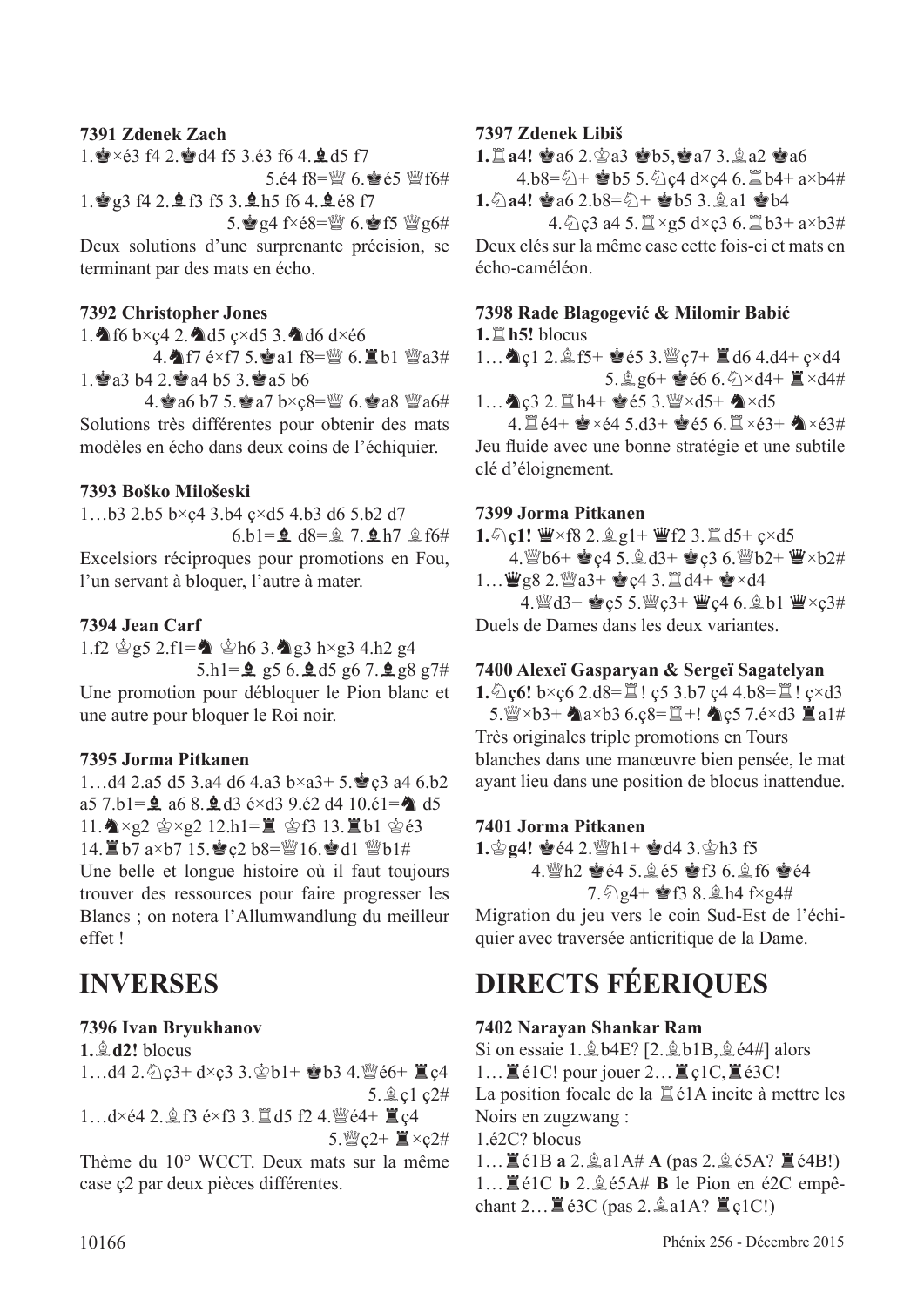**7391 Zdenek Zach**

1.♚×é3 f4 2.♚d4 f5 3.é3 f6 4.♝d5 f7 5.é4 f8=♕ 6.♚é5 ♕f6#

1.♚g3 f4 2.♝f3 f5 3.♝h5 f6 4.♝é8 f7 5.♚g4 f×é8=♕ 6.♚f5 ♕g6#

Deux solutions d'une surprenante précision, se terminant par des mats en écho.

**7392 Christopher Jones**

1.♞f6 b×ç4 2.♞d5 ç×d5 3.♞d6 d×é6 4.♞f7 é×f7 5.♚a1 f8=♕ 6.♜b1 ♕a3#

1.♚a3 b4 2.♚a4 b5 3.♚a5 b6 4.♚a6 b7 5.♚a7 b×ç8=♕ 6.♚a8 ♕a6#

Solutions très différentes pour obtenir des mats modèles en écho dans deux coins de l'échiquier.

**7393 Boško Milošeski**

1…b3 2.b5 b×ç4 3.b4 ç×d5 4.b3 d6 5.b2 d7 6.b1=♝ d8=♗ 7.♝h7 ♗f6#

Excelsiors réciproques pour promotions en Fou, l'un servant à bloquer, l'autre à mater.

**7394 Jean Carf**

1.f2 ♔g5 2.f1=♞ ♔h6 3.♞g3 h×g3 4.h2 g4 5.h1=♝ g5 6.♝d5 g6 7.♝g8 g7#

Une promotion pour débloquer le Pion blanc et une autre pour bloquer le Roi noir.

**7395 Jorma Pitkanen**

1…d4 2.a5 d5 3.a4 d6 4.a3 b×a3+ 5.♚ç3 a4 6.b2 a5 7.b1=♝ a6 8.♝d3 é×d3 9.é2 d4 10.é1=♞ d5 11.♞×g2 ♔×g2 12.h1=♜ ♔f3 13.♜b1 ♔é3 14.♜b7 a×b7 15.♚ç2 b8=♕ 16.♚d1 ♕b1#

Une belle et longue histoire où il faut toujours trouver des ressources pour faire progresser les Blancs ; on notera l'Allumwandlung du meilleur effet !

# INVERSES

**7396 Ivan Bryukhanov**

**1.♗d2!** blocus

1…d4 2.♘ç3+ d×ç3 3.♔b1+ ♚b3 4.♕é6+ ♜ç4 5.♗ç1 ç2#

1…d×é4 2.♗f3 é×f3 3.♖d5 f2 4.♕é4+ ♜ç4 5.♕ç2+ ♜×ç2#

Thème du 10° WCCT. Deux mats sur la même case ç2 par deux pièces différentes.

**7397 Zdenek Libiš**

**1.♖a4!** ♚a6 2.♔a3 ♚b5,♚a7 3.♗a2 ♚a6 4.b8=♘+ ♚b5 5.♘ç4 d×ç4 6.♖b4+ a×b4#

**1.♘a4!** ♚a6 2.b8=♘+ ♚b5 3.♗a1 ♚b4 4.♘ç3 a4 5.♖×g5 d×ç3 6.♖b3+ a×b3#

Deux clés sur la même case cette fois-ci et mats en écho-caméléon.

**7398 Rade Blagogević & Milomir Babić**

**1.♖h5!** blocus

1…♞ç1 2.♗f5+ ♚é5 3.♕ç7+ ♜d6 4.d4+ ç×d4 5.♗g6+ ♚é6 6.♘×d4+ ♜×d4#

1…♞ç3 2.♖h4+ ♚é5 3.♕×d5+ ♞×d5 4.♖é4+ ♚×é4 5.d3+ ♚é5 6.♖×é3+ ♞×é3#

Jeu fluide avec une bonne stratégie et une subtile clé d'éloignement.

**7399 Jorma Pitkanen**

**1.♘ç1!** ♛×f8 2.♗g1+ ♛f2 3.♖d5+ ç×d5 4.♕b6+ ♚ç4 5.♗d3+ ♚ç3 6.♕b2+ ♛×b2#

1…♛g8 2.♕a3+ ♚ç4 3.♖d4+ ♚×d4 4.♕d3+ ♚ç5 5.♕ç3+ ♛ç4 6.♗b1 ♛×ç3#

Duels de Dames dans les deux variantes.

**7400 Alexeï Gasparyan & Sergeï Sagatelyan**

**1.♘ç6!** b×ç6 2.d8=♖! ç5 3.b7 ç4 4.b8=♖! ç×d3 5.♕×b3+ ♞a×b3 6.ç8=♖+! ♞ç5 7.é×d3 ♜a1#

Très originales triple promotions en Tours blanches dans une manœuvre bien pensée, le mat ayant lieu dans une position de blocus inattendue.

**7401 Jorma Pitkanen**

**1.♔g4!** ♚é4 2.♕h1+ ♚d4 3.♔h3 f5 4.♕h2 ♚é4 5.♗é5 ♚f3 6.♗f6 ♚é4 7.♘g4+ ♚f3 8.♗h4 f×g4#

Migration du jeu vers le coin Sud-Est de l'échiquier avec traversée anticritique de la Dame.

# DIRECTS FÉERIQUES

**7402 Narayan Shankar Ram**

Si on essaie 1.♗b4E? [2.♗b1B,♗é4#] alors 1…♜é1C! pour jouer 2…♜ç1C,♜é3C!

La position focale de la ♖é1A incite à mettre les Noirs en zugzwang :

1.é2C? blocus

1…♜é1B **a** 2.♗a1A# **A** (pas 2.♗é5A? ♜é4B!)

1…♜é1C **b** 2.♗é5A# **B** le Pion en é2C empêchant 2…♜é3C (pas 2.♗a1A? ♜ç1C!)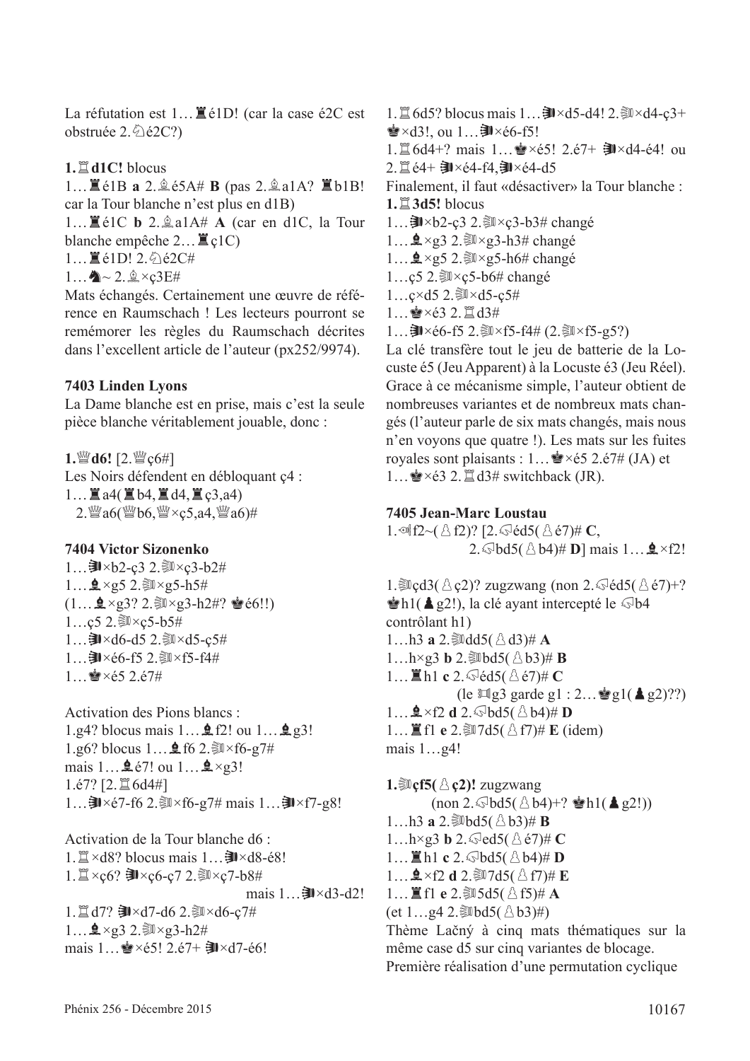La réfutation est 1…♜é1D! (car la case é2C est obstruée 2.♘é2C?)

**1.♖d1C!** blocus

1…♜é1B **a** 2.♗é5A# **B** (pas 2.♗a1A? ♜b1B! car la Tour blanche n'est plus en d1B)

1…♜é1C **b** 2.♗a1A# **A** (car en d1C, la Tour blanche empêche 2…♜ç1C)

1…♜é1D! 2.♘é2C#

1…♞~ 2.♗×ç3E#

Mats échangés. Certainement une œuvre de référence en Raumschach ! Les lecteurs pourront se remémorer les règles du Raumschach décrites dans l'excellent article de l'auteur (px252/9974).

### 7403 Linden Lyons

La Dame blanche est en prise, mais c'est la seule pièce blanche véritablement jouable, donc :

**1.♕d6!** [2.♕ç6#]

Les Noirs défendent en débloquant ç4 :

1…♜a4(♜b4,♜d4,♜ç3,a4)
2.♕a6(♕b6,♕×ç5,a4,♕a6)#

### 7404 Victor Sizonenko

1…L×b2-ç3 2.L×ç3-b2#

1…♝×g5 2.L×g5-h5#

(1…♝×g3? 2.L×g3-h2#? ♚é6!!)

1…ç5 2.L×ç5-b5#

1…L×d6-d5 2.L×d5-ç5#

1…L×é6-f5 2.L×f5-f4#

1…♚×é5 2.é7#

Activation des Pions blancs :

1.g4? blocus mais 1…♝f2! ou 1…♝g3!

1.g6? blocus 1…♝f6 2.L×f6-g7#

mais 1…♝é7! ou 1…♝×g3!

1.é7? [2.♖6d4#]

1…L×é7-f6 2.L×f6-g7# mais 1…L×f7-g8!

Activation de la Tour blanche d6 :

1.♖×d8? blocus mais 1…L×d8-é8!

1.♖×ç6? L×ç6-ç7 2.L×ç7-b8#
mais 1…L×d3-d2!

1.♖d7? L×d7-d6 2.L×d6-ç7#

1…♝×g3 2.L×g3-h2#

mais 1…♚×é5! 2.é7+ L×d7-é6!

1.♖6d5? blocus mais 1…L×d5-d4! 2.L×d4-ç3+ ♚×d3!, ou 1…L×é6-f5!

1.♖6d4+? mais 1…♚×é5! 2.é7+ L×d4-é4! ou 2.♖é4+ L×é4-f4,L×é4-d5

Finalement, il faut «désactiver» la Tour blanche :

**1.♖3d5!** blocus

1…L×b2-ç3 2.L×ç3-b3# changé

1…♝×g3 2.L×g3-h3# changé

1…♝×g5 2.L×g5-h6# changé

1…ç5 2.L×ç5-b6# changé

1…ç×d5 2.L×d5-ç5#

1…♚×é3 2.♖d3#

1…L×é6-f5 2.L×f5-f4# (2.L×f5-g5?)

La clé transfère tout le jeu de batterie de la Locuste é5 (Jeu Apparent) à la Locuste é3 (Jeu Réel). Grace à ce mécanisme simple, l'auteur obtient de nombreuses variantes et de nombreux mats changés (l'auteur parle de six mats changés, mais nous n'en voyons que quatre !). Les mats sur les fuites royales sont plaisants : 1…♚×é5 2.é7# (JA) et 1…♚×é3 2.♖d3# switchback (JR).

### 7405 Jean-Marc Loustau

1.f2~(♙f2)? [2.♘éd5(♙é7)# **C**,
2.♘bd5(♙b4)# **D**] mais 1…♝×f2!

1.çd3(♙ç2)? zugzwang (non 2.♘éd5(♙é7)+? ♚h1(♟g2)!, la clé ayant intercepté le ♘b4 contrôlant h1)

1…h3 **a** 2.dd5(♙d3)# **A**

1…h×g3 **b** 2.bd5(♙b3)# **B**

1…♜h1 **c** 2.♘éd5(♙é7)# **C**
(le g3 garde g1 : 2…♚g1(♟g2)??)

1…♝×f2 **d** 2.♘bd5(♙b4)# **D**

1…♜f1 **e** 2.7d5(♙f7)# **E** (idem)

mais 1…g4!

**1.çf5(♙ç2)!** zugzwang
(non 2.♘bd5(♙b4)+? ♚h1(♟g2!))

1…h3 **a** 2.bd5(♙b3)# **B**

1…h×g3 **b** 2.♘ed5(♙é7)# **C**

1…♜h1 **c** 2.♘bd5(♙b4)# **D**

1…♝×f2 **d** 2.7d5(♙f7)# **E**

1…♜f1 **e** 2.5d5(♙f5)# **A**

(et 1…g4 2.bd5(♙b3)#)

Thème Lačný à cinq mats thématiques sur la même case d5 sur cinq variantes de blocage. Première réalisation d'une permutation cyclique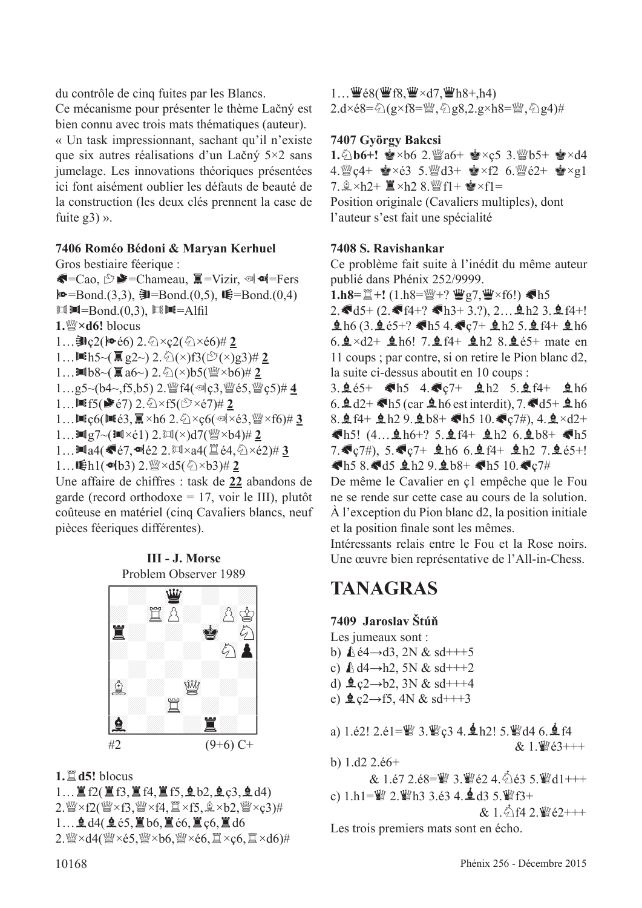du contrôle de cinq fuites par les Blancs.

Ce mécanisme pour présenter le thème Lačný est bien connu avec trois mats thématiques (auteur).

« Un task impressionnant, sachant qu'il n'existe que six autres réalisations d'un Lačný 5×2 sans jumelage. Les innovations théoriques présentées ici font aisément oublier les défauts de beauté de la construction (les deux clés prennent la case de fuite g3) ».

**7406 Roméo Bédoni & Maryan Kerhuel**

Gros bestiaire féerique :

♞=Cao, ♘♞=Chameau, ♜=Vizir, ♙♟=Fers

♟=Bond.(3,3), ♜=Bond.(0,5), ♝=Bond.(0,4)

♖♜=Bond.(0,3), ♖♜=Alfil

**1.♕×d6!** blocus

1…♜ç2(♟é6) 2.♘×ç2(♘×é6)# **2**

1…♜h5~(♜g2~) 2.♘(×)f3(♘(×)g3)# **2**

1…♜b8~(♜a6~) 2.♘(×)b5(♕×b6)# **2**

1…g5~(b4~,f5,b5) 2.♕f4(♙ç3,♕é5,♕ç5)# **4**

1…♜f5(♞é7) 2.♘×f5(♘×é7)# **2**

1…♜ç6(♜é3,♜×h6 2.♘×ç6(♙×é3,♕×f6)# **3**

1…♜g7~(♜×é1) 2.♖(×)d7(♕×b4)# **2**

1…♜a4(♞é7,♟é2 2.♖×a4(♖é4,♘×é2)# **3**

1…♝h1(♟b3) 2.♕×d5(♘×b3)# **2**

Une affaire de chiffres : task de **22** abandons de garde (record orthodoxe = 17, voir le III), plutôt coûteuse en matériel (cinq Cavaliers blancs, neuf pièces féeriques différentes).

**III - J. Morse**
Problem Observer 1989

#2 (9+6) C+

**1.♖d5!** blocus

1…♜f2(♜f3,♜f4,♜f5,♝b2,♝ç3,♝d4)
2.♕×f2(♕×f3,♕×f4,♖×f5,♗×b2,♕×ç3)#

1…♝d4(♝é5,♜b6,♜é6,♜ç6,♜d6
2.♕×d4(♕×é5,♕×b6,♕×é6,♖×ç6,♖×d6)#

1…♛é8(♛f8,♛×d7,♛h8+,h4)
2.d×é8=♘(g×f8=♕,♘g8,2.g×h8=♕,♘g4)#

**7407 György Bakcsi**

**1.♘b6+!** ♚×b6 2.♕a6+ ♚×ç5 3.♕b5+ ♚×d4 4.♕ç4+ ♚×é3 5.♕d3+ ♚×f2 6.♕é2+ ♚×g1 7.♗×h2+ ♜×h2 8.♕f1+ ♚×f1=

Position originale (Cavaliers multiples), dont l'auteur s'est fait une spécialité

**7408 S. Ravishankar**

Ce problème fait suite à l'inédit du même auteur publié dans Phénix 252/9999.

**1.h8=♖+!** (1.h8=♕+? ♛g7,♕×f6!) ♞h5 2.♞d5+ (2.♞f4+? ♞h3+ 3.?), 2…♝h2 3.♝f4+! ♝h6 (3.♝é5+? ♞h5 4.♞ç7+ ♝h2 5.♝f4+ ♝h6 6.♝×d2+ ♝h6! 7.♝f4+ ♝h2 8.♝é5+ mate en 11 coups ; par contre, si on retire le Pion blanc d2, la suite ci-dessus aboutit en 10 coups : 3.♝é5+ ♞h5 4.♞ç7+ ♝h2 5.♝f4+ ♝h6 6.♝d2+ ♞h5 (car ♝h6 est interdit), 7.♞d5+ ♝h6 8.♝f4+ ♝h2 9.♝b8+ ♞h5 10.♞ç7#), 4.♝×d2+ ♞h5! (4…♝h6+? 5.♝f4+ ♝h2 6.♝b8+ ♞h5 7.♞ç7#), 5.♞ç7+ ♝h6 6.♝f4+ ♝h2 7.♝é5+! ♞h5 8.♞d5 ♝h2 9.♝b8+ ♞h5 10.♞ç7#

De même le Cavalier en ç1 empêche que le Fou ne se rende sur cette case au cours de la solution. À l'exception du Pion blanc d2, la position initiale et la position finale sont les mêmes.

Intéressants relais entre le Fou et la Rose noirs. Une œuvre bien représentative de l'All-in-Chess.

# TANAGRAS

**7409 Jaroslav Štúň**

Les jumeaux sont :

b) ♙é4→d3, 2N & sd+++5

c) ♙d4→h2, 5N & sd+++2

d) ♝ç2→b2, 3N & sd+++4

e) ♝ç2→f5, 4N & sd+++3

a) 1.é2! 2.é1=♛ 3.♛ç3 4.♝h2! 5.♛d4 6.♝f4
& 1.♕é3+++

b) 1.d2 2.é6+
& 1.é7 2.é8=♕ 3.♕é2 4.♘é3 5.♕d1+++

c) 1.h1=♛ 2.♛h3 3.é3 4.♝d3 5.♛f3+
& 1.♘f4 2.♕é2+++

Les trois premiers mats sont en écho.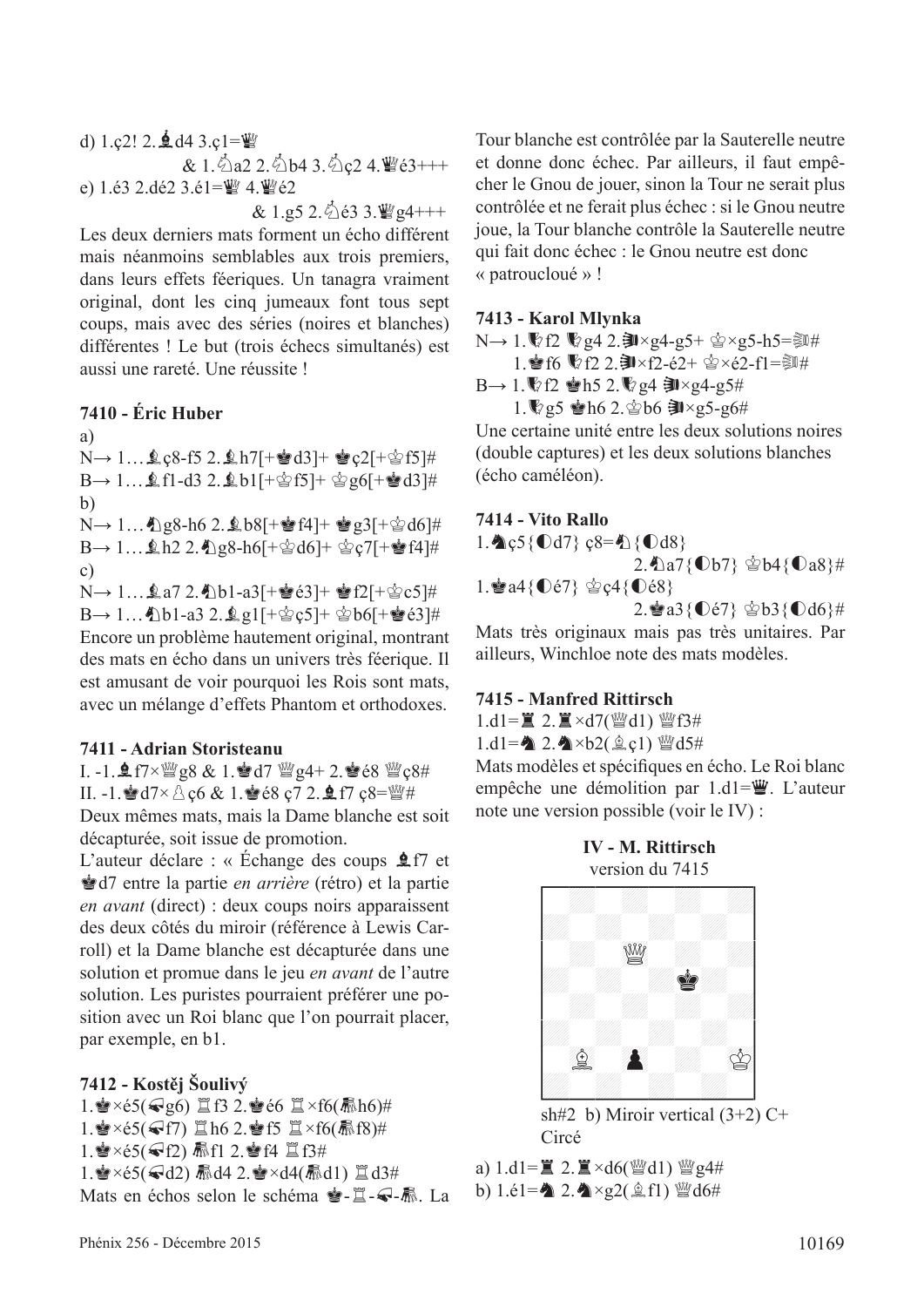d) 1.ç2! 2.♝d4 3.ç1=♕

& 1.♘a2 2.♘b4 3.♘ç2 4.♕é3+++

e) 1.é3 2.dé2 3.é1=♕ 4.♕é2

& 1.g5 2.♘é3 3.♕g4+++

Les deux derniers mats forment un écho différent mais néanmoins semblables aux trois premiers, dans leurs effets féeriques. Un tanagra vraiment original, dont les cinq jumeaux font tous sept coups, mais avec des séries (noires et blanches) différentes ! Le but (trois échecs simultanés) est aussi une rareté. Une réussite !

### 7410 - Éric Huber

a)
N→ 1…♝ç8-f5 2.♝h7[+♚d3]+ ♚ç2[+♔f5]#
B→ 1…♝f1-d3 2.♝b1[+♔f5]+ ♔g6[+♚d3]#

b)
N→ 1…♞g8-h6 2.♝b8[+♚f4]+ ♚g3[+♔d6]#
B→ 1…♝h2 2.♞g8-h6[+♔d6]+ ♔ç7[+♚f4]#

c)
N→ 1…♝a7 2.♞b1-a3[+♚é3]+ ♚f2[+♔c5]#
B→ 1…♞b1-a3 2.♝g1[+♔ç5]+ ♔b6[+♚é3]#

Encore un problème hautement original, montrant des mats en écho dans un univers très féerique. Il est amusant de voir pourquoi les Rois sont mats, avec un mélange d'effets Phantom et orthodoxes.

### 7411 - Adrian Storisteanu

I. -1.♝f7×♕g8 & 1.♚d7 ♕g4+ 2.♚é8 ♕ç8#
II. -1.♚d7×♙ç6 & 1.♚é8 ç7 2.♝f7 ç8=♕#

Deux mêmes mats, mais la Dame blanche est soit décapturée, soit issue de promotion.

L'auteur déclare : « Échange des coups ♝f7 et ♚d7 entre la partie *en arrière* (rétro) et la partie *en avant* (direct) : deux coups noirs apparaissent des deux côtés du miroir (référence à Lewis Carroll) et la Dame blanche est décapturée dans une solution et promue dans le jeu *en avant* de l'autre solution. Les puristes pourraient préférer une position avec un Roi blanc que l'on pourrait placer, par exemple, en b1.

### 7412 - Kostěj Šoulivý

1.♚×é5(Sg6) ♖f3 2.♚é6 ♖×f6(Gh6)#
1.♚×é5(Sf7) ♖h6 2.♚f5 ♖×f6(Gf8)#
1.♚×é5(Sf2) Gf1 2.♚f4 ♖f3#
1.♚×é5(Sd2) Gd4 2.♚×d4(Gd1) ♖d3#

Mats en échos selon le schéma ♚-♖-S-G. La Tour blanche est contrôlée par la Sauterelle neutre et donne donc échec. Par ailleurs, il faut empêcher le Gnou de jouer, sinon la Tour ne serait plus contrôlée et ne ferait plus échec : si le Gnou neutre joue, la Tour blanche contrôle la Sauterelle neutre qui fait donc échec : le Gnou neutre est donc « patroucloué » !

### 7413 - Karol Mlynka

N→ 1.♛f2 ♛g4 2.♜×g4-g5+ ♔×g5-h5=♜#
1.♚f6 ♛f2 2.♜×f2-é2+ ♔×é2-f1=♜#
B→ 1.♛f2 ♚h5 2.♛g4 ♜×g4-g5#
1.♛g5 ♚h6 2.♔b6 ♜×g5-g6#

Une certaine unité entre les deux solutions noires (double captures) et les deux solutions blanches (écho caméléon).

### 7414 - Vito Rallo

1.♞ç5{◐d7} ç8=♘{◐d8}
2.♘a7{◐b7} ♔b4{◐a8}#
1.♚a4{◐é7} ♔ç4{◐é8}
2.♚a3{◐é7} ♔b3{◐d6}#

Mats très originaux mais pas très unitaires. Par ailleurs, Winchloe note des mats modèles.

### 7415 - Manfred Rittirsch

1.d1=♜ 2.♜×d7(♕d1) ♕f3#
1.d1=♞ 2.♞×b2(♗ç1) ♕d5#

Mats modèles et spécifiques en écho. Le Roi blanc empêche une démolition par 1.d1=♛. L'auteur note une version possible (voir le IV) :

**IV - M. Rittirsch**
version du 7415

sh#2 b) Miroir vertical (3+2) C+
Circé

a) 1.d1=♜ 2.♜×d6(♕d1) ♕g4#
b) 1.é1=♞ 2.♞×g2(♗f1) ♕d6#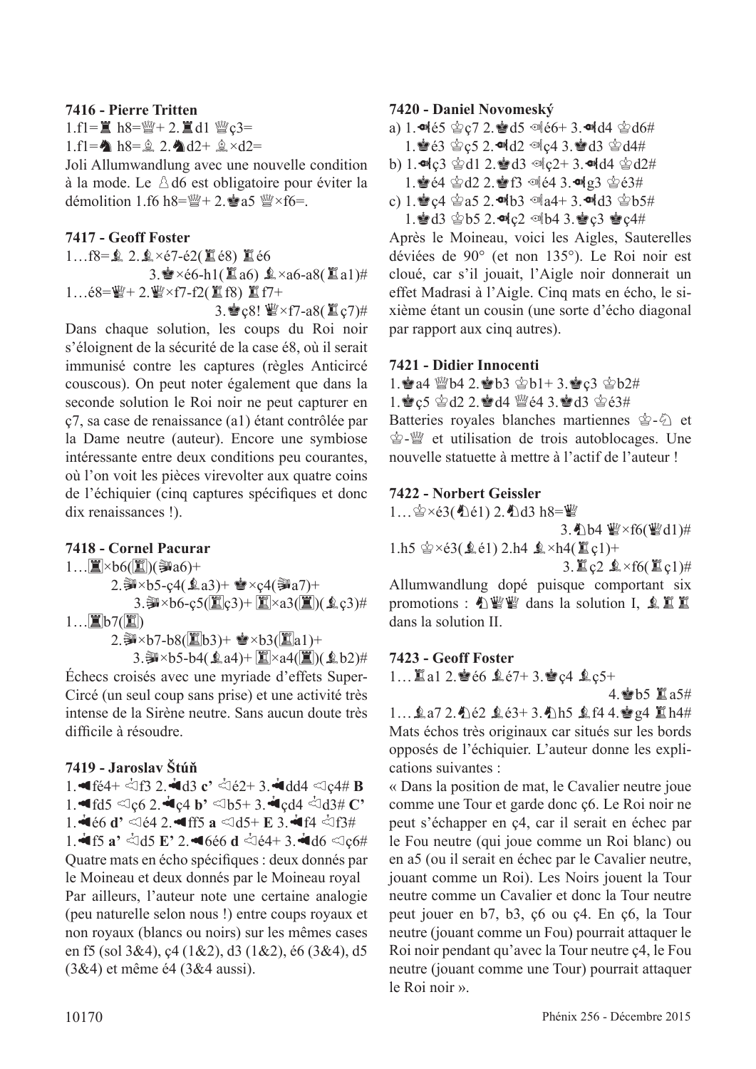**7416 - Pierre Tritten**

1.f1=♖ h8=♕+ 2.♖d1 ♕ç3=

1.f1=♘ h8=♗ 2.♘d2+ ♗×d2=

Joli Allumwandlung avec une nouvelle condition à la mode. Le ♙d6 est obligatoire pour éviter la démolition 1.f6 h8=♕+ 2.♚a5 ♕×f6=.

**7417 - Geoff Foster**

1…f8=♝ 2.♝×é7-é2(♜é8) ♜é6
3.♚×é6-h1(♜a6) ♝×a6-a8(♜a1)#

1…é8=♛+ 2.♛×f7-f2(♜f8) ♜f7+
3.♚ç8! ♛×f7-a8(♜ç7)#

Dans chaque solution, les coups du Roi noir s'éloignent de la sécurité de la case é8, où il serait immunisé contre les captures (règles Anticircé couscous). On peut noter également que dans la seconde solution le Roi noir ne peut capturer en ç7, sa case de renaissance (a1) étant contrôlée par la Dame neutre (auteur). Encore une symbiose intéressante entre deux conditions peu courantes, où l'on voit les pièces virevolter aux quatre coins de l'échiquier (cinq captures spécifiques et donc dix renaissances !).

**7418 - Cornel Pacurar**

1…♜×b6(♜)(Sa6)+
2.S×b5-ç4(♝a3)+ ♚×ç4(Sa7)+
3.S×b6-ç5(♜ç3)+ ♜×a3(♜)(♝ç3)#

1…♜b7(♜)
2.S×b7-b8(♜b3)+ ♚×b3(♜a1)+
3.S×b5-b4(♝a4)+ ♜×a4(♜)(♝b2)#

Échecs croisés avec une myriade d'effets Super-Circé (un seul coup sans prise) et une activité très intense de la Sirène neutre. Sans aucun doute très difficile à résoudre.

**7419 - Jaroslav Štúň**

1.◂fé4+ ◃f3 2.◂d3 **c'** ◃é2+ 3.◂dd4 ◃ç4# **B**

1.◂fd5 ◃ç6 2.◂ç4 **b'** ◃b5+ 3.◂çd4 ◃d3# **C'**

1.◂é6 **d'** ◃é4 2.◂ff5 **a** ◃d5+ **E** 3.◂f4 ◃f3#

1.◂f5 **a'** ◃d5 **E'** 2.◂6é6 **d** ◃é4+ 3.◂d6 ◃ç6#

Quatre mats en écho spécifiques : deux donnés par le Moineau et deux donnés par le Moineau royal

Par ailleurs, l'auteur note une certaine analogie (peu naturelle selon nous !) entre coups royaux et non royaux (blancs ou noirs) sur les mêmes cases en f5 (sol 3&4), ç4 (1&2), d3 (1&2), é6 (3&4), d5 (3&4) et même é4 (3&4 aussi).

**7420 - Daniel Novomeský**

a) 1.◂é5 ♔ç7 2.♚d5 ◃é6+ 3.◂d4 ♔d6#
1.♚é3 ♔ç5 2.◂d2 ◃ç4 3.♚d3 ♔d4#

b) 1.◂ç3 ♔d1 2.♚d3 ◃ç2+ 3.◂d4 ♔d2#
1.♚é4 ♔d2 2.♚f3 ◃é4 3.◂g3 ♔é3#

c) 1.♚ç4 ♔a5 2.◂b3 ◃a4+ 3.◂d3 ♔b5#
1.♚d3 ♔b5 2.◂ç2 ◃b4 3.♚ç3 ♚ç4#

Après le Moineau, voici les Aigles, Sauterelles déviées de 90° (et non 135°). Le Roi noir est cloué, car s'il jouait, l'Aigle noir donnerait un effet Madrasi à l'Aigle. Cinq mats en écho, le sixième étant un cousin (une sorte d'écho diagonal par rapport aux cinq autres).

**7421 - Didier Innocenti**

1.♚a4 ♕b4 2.♚b3 ♔b1+ 3.♚ç3 ♔b2#

1.♚ç5 ♔d2 2.♚d4 ♕é4 3.♚d3 ♔é3#

Batteries royales blanches martiennes ♔-♘ et ♔-♕ et utilisation de trois autoblocages. Une nouvelle statuette à mettre à l'actif de l'auteur !

**7422 - Norbert Geissler**

1…♔×é3(♘é1) 2.♘d3 h8=♕
3.♘b4 ♕×f6(♕d1)#

1.h5 ♔×é3(♗é1) 2.h4 ♝×h4(♜ç1)+
3.♜ç2 ♝×f6(♜ç1)#

Allumwandlung dopé puisque comportant six promotions : ♘♕♕ dans la solution I, ♗♖♖ dans la solution II.

**7423 - Geoff Foster**

1…♜a1 2.♚é6 ♝é7+ 3.♚ç4 ♝ç5+
4.♚b5 ♜a5#

1…♝a7 2.♘é2 ♝é3+ 3.♘h5 ♝f4 4.♚g4 ♜h4#

Mats échos très originaux car situés sur les bords opposés de l'échiquier. L'auteur donne les explications suivantes :

« Dans la position de mat, le Cavalier neutre joue comme une Tour et garde donc ç6. Le Roi noir ne peut s'échapper en ç4, car il serait en échec par le Fou neutre (qui joue comme un Roi blanc) ou en a5 (ou il serait en échec par le Cavalier neutre, jouant comme un Roi). Les Noirs jouent la Tour neutre comme un Cavalier et donc la Tour neutre peut jouer en b7, b3, ç6 ou ç4. En ç6, la Tour neutre (jouant comme un Fou) pourrait attaquer le Roi noir pendant qu'avec la Tour neutre ç4, le Fou neutre (jouant comme une Tour) pourrait attaquer le Roi noir ».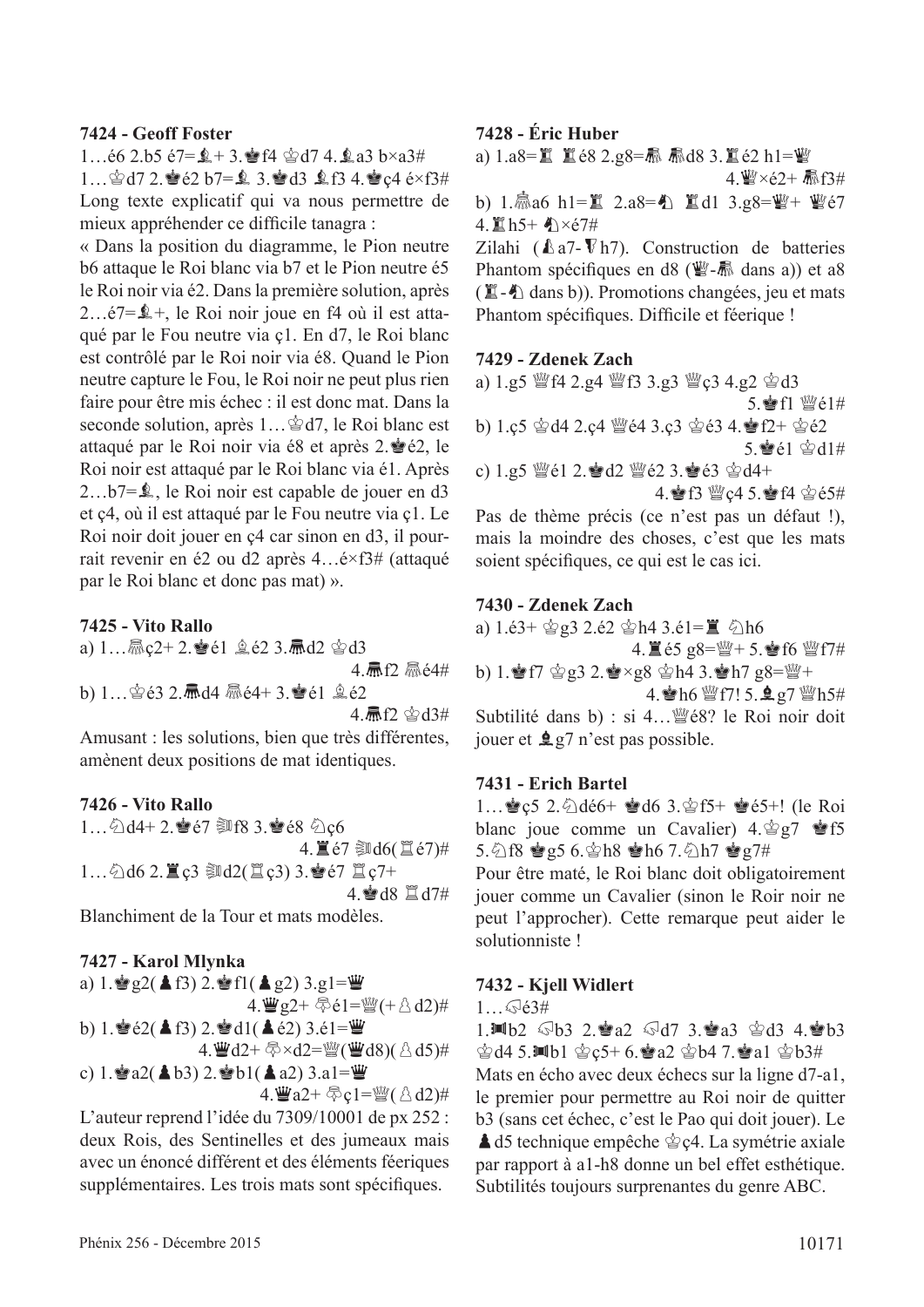**7424 - Geoff Foster**

1…é6 2.b5 é7=♝+ 3.♚f4 ♔d7 4.♝a3 b×a3#
1…♔d7 2.♚é2 b7=♝ 3.♚d3 ♝f3 4.♚ç4 é×f3#
Long texte explicatif qui va nous permettre de mieux appréhender ce difficile tanagra :
« Dans la position du diagramme, le Pion neutre b6 attaque le Roi blanc via b7 et le Pion neutre é5 le Roi noir via é2. Dans la première solution, après 2…é7=♝+, le Roi noir joue en f4 où il est attaqué par le Fou neutre via ç1. En d7, le Roi blanc est contrôlé par le Roi noir via é8. Quand le Pion neutre capture le Fou, le Roi noir ne peut plus rien faire pour être mis échec : il est donc mat. Dans la seconde solution, après 1…♔d7, le Roi blanc est attaqué par le Roi noir via é8 et après 2.♚é2, le Roi noir est attaqué par le Roi blanc via é1. Après 2…b7=♝, le Roi noir est capable de jouer en d3 et ç4, où il est attaqué par le Fou neutre via ç1. Le Roi noir doit jouer en ç4 car sinon en d3, il pourrait revenir en é2 ou d2 après 4…é×f3# (attaqué par le Roi blanc et donc pas mat) ».

**7425 - Vito Rallo**

a) 1…♗ç2+ 2.♚é1 ♗é2 3.♝d2 ♔d3
4.♝f2 ♗é4#
b) 1…♔é3 2.♝d4 ♗é4+ 3.♚é1 ♗é2
4.♝f2 ♔d3#
Amusant : les solutions, bien que très différentes, amènent deux positions de mat identiques.

**7426 - Vito Rallo**

1…♘d4+ 2.♚é7 ♖f8 3.♚é8 ♘ç6
4.♜é7 ♖d6(♖é7)#
1…♘d6 2.♜ç3 ♖d2(♖ç3) 3.♚é7 ♖ç7+
4.♚d8 ♖d7#
Blanchiment de la Tour et mats modèles.

**7427 - Karol Mlynka**

a) 1.♚g2(♟f3) 2.♚f1(♟g2) 3.g1=♛
4.♛g2+ ♘é1=♕(+♙d2)#
b) 1.♚é2(♟f3) 2.♚d1(♟é2) 3.é1=♛
4.♛d2+ ♘×d2=♕(♛d8)(♙d5)#
c) 1.♚a2(♟b3) 2.♚b1(♟a2) 3.a1=♛
4.♛a2+ ♘ç1=♕(♙d2)#
L'auteur reprend l'idée du 7309/10001 de px 252 : deux Rois, des Sentinelles et des jumeaux mais avec un énoncé différent et des éléments féeriques supplémentaires. Les trois mats sont spécifiques.

**7428 - Éric Huber**

a) 1.a8=♜ ♜é8 2.g8=♝ ♝d8 3.♜é2 h1=♛
4.♛×é2+ ♝f3#
b) 1.♗a6 h1=♜ 2.a8=♞ ♜d1 3.g8=♛+ ♛é7
4.♜h5+ ♞×é7#
Zilahi (♝a7-♛h7). Construction de batteries Phantom spécifiques en d8 (♛-♝ dans a)) et a8 (♜-♞ dans b)). Promotions changées, jeu et mats Phantom spécifiques. Difficile et féerique !

**7429 - Zdenek Zach**

a) 1.g5 ♕f4 2.g4 ♕f3 3.g3 ♕ç3 4.g2 ♔d3
5.♚f1 ♕é1#
b) 1.ç5 ♔d4 2.ç4 ♕é4 3.ç3 ♔é3 4.♚f2+ ♔é2
5.♚é1 ♔d1#
c) 1.g5 ♕é1 2.♚d2 ♕é2 3.♚é3 ♔d4+
4.♚f3 ♕ç4 5.♚f4 ♔é5#
Pas de thème précis (ce n'est pas un défaut !), mais la moindre des choses, c'est que les mats soient spécifiques, ce qui est le cas ici.

**7430 - Zdenek Zach**

a) 1.é3+ ♔g3 2.é2 ♔h4 3.é1=♜ ♘h6
4.♜é5 g8=♕+ 5.♚f6 ♕f7#
b) 1.♚f7 ♔g3 2.♚×g8 ♔h4 3.♚h7 g8=♕+
4.♚h6 ♕f7! 5.♝g7 ♕h5#
Subtilité dans b) : si 4…♕é8? le Roi noir doit jouer et ♝g7 n'est pas possible.

**7431 - Erich Bartel**

1…♚ç5 2.♘dé6+ ♚d6 3.♔f5+ ♚é5+! (le Roi blanc joue comme un Cavalier) 4.♔g7 ♚f5 5.♘f8 ♚g5 6.♔h8 ♚h6 7.♘h7 ♚g7#
Pour être maté, le Roi blanc doit obligatoirement jouer comme un Cavalier (sinon le Roir noir ne peut l'approcher). Cette remarque peut aider le solutionniste !

**7432 - Kjell Widlert**

1…♘é3#
1.♜b2 ♘b3 2.♚a2 ♘d7 3.♚a3 ♔d3 4.♚b3 ♔d4 5.♜b1 ♔ç5+ 6.♚a2 ♔b4 7.♚a1 ♔b3#
Mats en écho avec deux échecs sur la ligne d7-a1, le premier pour permettre au Roi noir de quitter b3 (sans cet échec, c'est le Pao qui doit jouer). Le ♟d5 technique empêche ♔ç4. La symétrie axiale par rapport à a1-h8 donne un bel effet esthétique. Subtilités toujours surprenantes du genre ABC.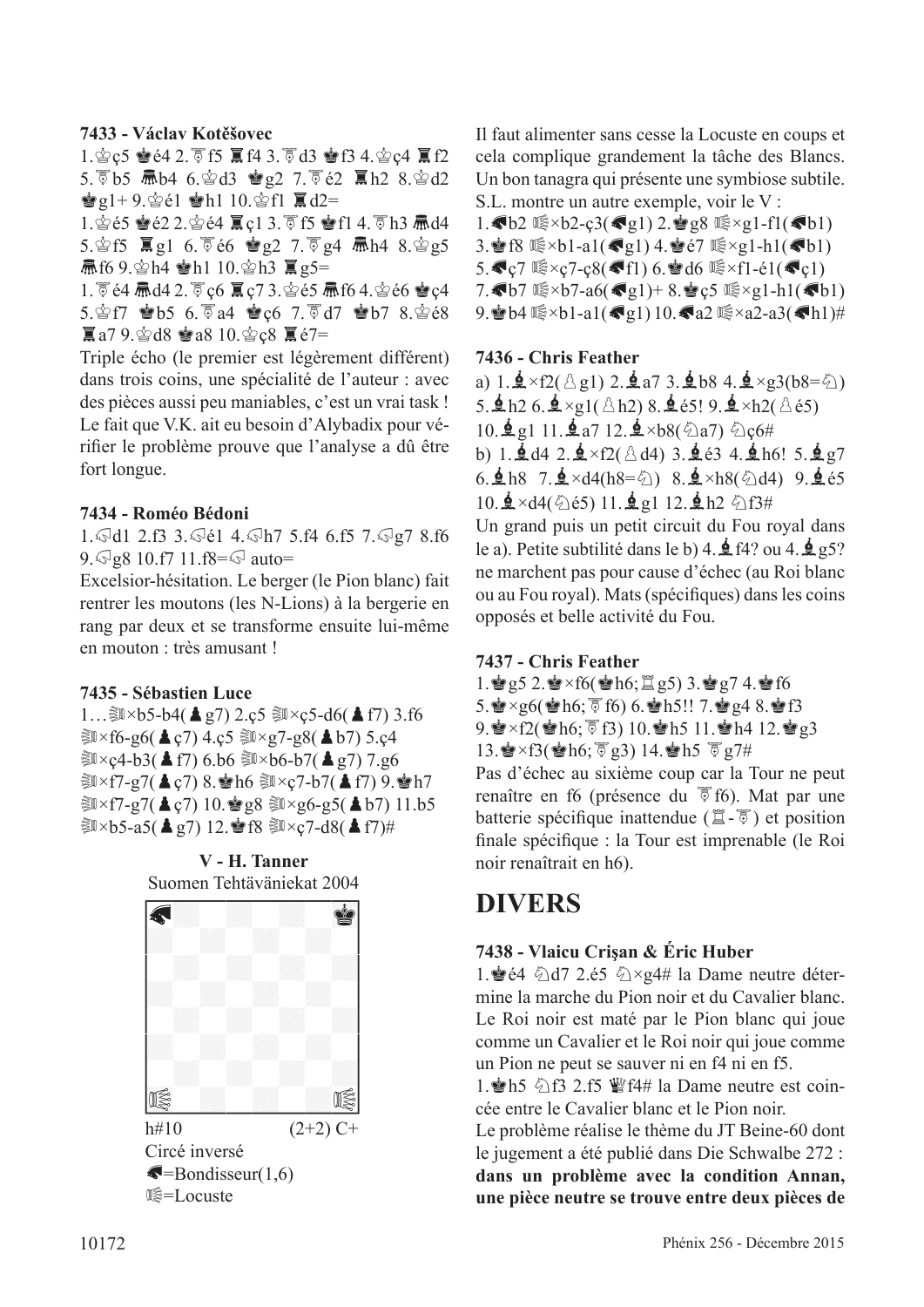**7433 - Václav Kotěšovec**

1.♔ç5 ♚é4 2.♖f5 ♜f4 3.♖d3 ♚f3 4.♔ç4 ♜f2 5.♖b5 ♝b4 6.♔d3 ♚g2 7.♖é2 ♜h2 8.♔d2 ♚g1+ 9.♔é1 ♚h1 10.♔f1 ♜d2=

1.♔é5 ♚é2 2.♔é4 ♜ç1 3.♖f5 ♚f1 4.♖h3 ♝d4 5.♔f5 ♜g1 6.♖é6 ♚g2 7.♖g4 ♝h4 8.♔g5 ♝f6 9.♔h4 ♚h1 10.♔h3 ♜g5=

1.♖é4 ♝d4 2.♖ç6 ♜ç7 3.♔é5 ♝f6 4.♔é6 ♚ç4 5.♔f7 ♚b5 6.♖a4 ♚ç6 7.♖d7 ♚b7 8.♔é8 ♜a7 9.♔d8 ♚a8 10.♔ç8 ♜é7=

Triple écho (le premier est légèrement différent) dans trois coins, une spécialité de l'auteur : avec des pièces aussi peu maniables, c'est un vrai task ! Le fait que V.K. ait eu besoin d'Alybadix pour vérifier le problème prouve que l'analyse a dû être fort longue.

**7434 - Roméo Bédoni**

1.♘d1 2.f3 3.♘é1 4.♘h7 5.f4 6.f5 7.♘g7 8.f6 9.♘g8 10.f7 11.f8=♘ auto=

Excelsior-hésitation. Le berger (le Pion blanc) fait rentrer les moutons (les N-Lions) à la bergerie en rang par deux et se transforme ensuite lui-même en mouton : très amusant !

**7435 - Sébastien Luce**

1…♛×b5-b4(♟g7) 2.ç5 ♛×ç5-d6(♟f7) 3.f6 ♛×f6-g6(♟ç7) 4.ç5 ♛×g7-g8(♟b7) 5.ç4 ♛×ç4-b3(♟f7) 6.b6 ♛×b6-b7(♟g7) 7.g6 ♛×f7-g7(♟ç7) 8.♚h6 ♛×ç7-b7(♟f7) 9.♚h7 ♛×f7-g7(♟ç7) 10.♚g8 ♛×g6-g5(♟b7) 11.b5 ♛×b5-a5(♟g7) 12.♚f8 ♛×ç7-d8(♟f7)#

**V - H. Tanner**
Suomen Tehtäväniekat 2004

h#10 (2+2) C+
Circé inversé
♞=Bondisseur(1,6)
♛=Locuste

Il faut alimenter sans cesse la Locuste en coups et cela complique grandement la tâche des Blancs. Un bon tanagra qui présente une symbiose subtile. S.L. montre un autre exemple, voir le V :

1.♞b2 ♛×b2-ç3(♞g1) 2.♚g8 ♛×g1-f1(♞b1) 3.♚f8 ♛×b1-a1(♞g1) 4.♚é7 ♛×g1-h1(♞b1) 5.♞ç7 ♛×ç7-ç8(♞f1) 6.♚d6 ♛×f1-é1(♞ç1) 7.♞b7 ♛×b7-a6(♞g1)+ 8.♚ç5 ♛×g1-h1(♞b1) 9.♚b4 ♛×b1-a1(♞g1) 10.♞a2 ♛×a2-a3(♞h1)#

**7436 - Chris Feather**

a) 1.♝×f2(♙g1) 2.♝a7 3.♝b8 4.♝×g3(b8=♘) 5.♝h2 6.♝×g1(♙h2) 8.♝é5! 9.♝×h2(♙é5) 10.♝g1 11.♝a7 12.♝×b8(♘a7) ♘ç6#

b) 1.♝d4 2.♝×f2(♙d4) 3.♝é3 4.♝h6! 5.♝g7 6.♝h8 7.♝×d4(h8=♘) 8.♝×h8(♘d4) 9.♝é5 10.♝×d4(♘é5) 11.♝g1 12.♝h2 ♘f3#

Un grand puis un petit circuit du Fou royal dans le a). Petite subtilité dans le b) 4.♝f4? ou 4.♝g5? ne marchent pas pour cause d'échec (au Roi blanc ou au Fou royal). Mats (spécifiques) dans les coins opposés et belle activité du Fou.

**7437 - Chris Feather**

1.♚g5 2.♚×f6(♚h6; ♖g5) 3.♚g7 4.♚f6 5.♚×g6(♚h6; ♖f6) 6.♚h5!! 7.♚g4 8.♚f3 9.♚×f2(♚h6; ♖f3) 10.♚h5 11.♚h4 12.♚g3 13.♚×f3(♚h6; ♖g3) 14.♚h5 ♖g7#

Pas d'échec au sixième coup car la Tour ne peut renaître en f6 (présence du ♖f6). Mat par une batterie spécifique inattendue (♖-♖) et position finale spécifique : la Tour est imprenable (le Roi noir renaîtrait en h6).

# DIVERS

**7438 - Vlaicu Crişan & Éric Huber**

1.♚é4 ♘d7 2.é5 ♘×g4# la Dame neutre détermine la marche du Pion noir et du Cavalier blanc. Le Roi noir est maté par le Pion blanc qui joue comme un Cavalier et le Roi noir qui joue comme un Pion ne peut se sauver ni en f4 ni en f5.

1.♚h5 ♘f3 2.f5 ♕f4# la Dame neutre est coincée entre le Cavalier blanc et le Pion noir.

Le problème réalise le thème du JT Beine-60 dont le jugement a été publié dans Die Schwalbe 272 : **dans un problème avec la condition Annan, une pièce neutre se trouve entre deux pièces de**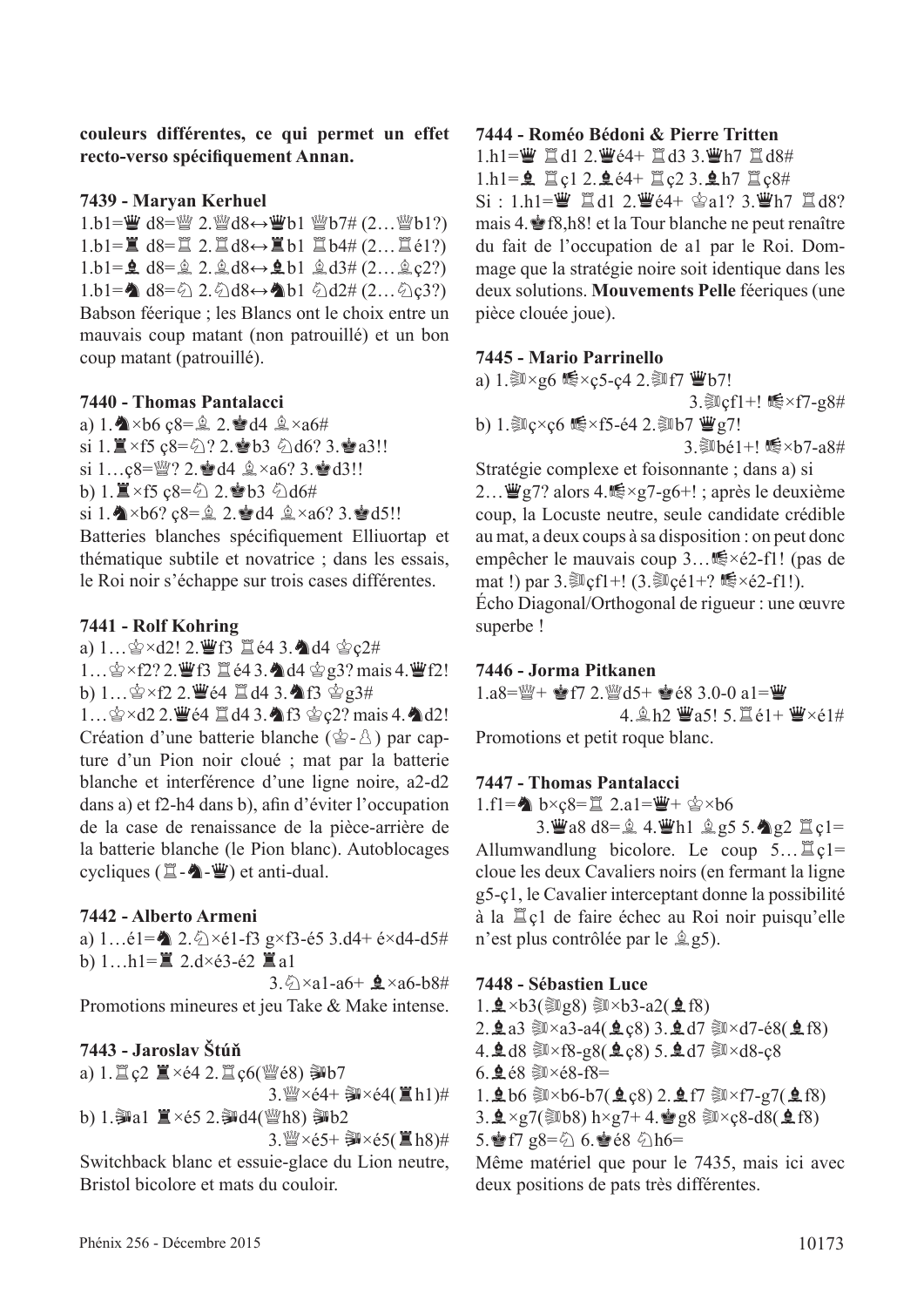**couleurs différentes, ce qui permet un effet recto-verso spécifiquement Annan.**

### 7439 - Maryan Kerhuel

1.b1=♛ d8=♕ 2.♕d8↔♛b1 ♕b7# (2…♕b1?)
1.b1=♜ d8=♖ 2.♖d8↔♜b1 ♖b4# (2…♖é1?)
1.b1=♝ d8=♗ 2.♗d8↔♝b1 ♗d3# (2…♗ç2?)
1.b1=♞ d8=♘ 2.♘d8↔♞b1 ♘d2# (2…♘ç3?)
Babson féerique ; les Blancs ont le choix entre un mauvais coup matant (non patrouillé) et un bon coup matant (patrouillé).

### 7440 - Thomas Pantalacci

a) 1.♞×b6 ç8=♗ 2.♚d4 ♗×a6#
si 1.♜×f5 ç8=♘? 2.♚b3 ♘d6? 3.♚a3!!
si 1…ç8=♕? 2.♚d4 ♗×a6? 3.♚d3!!
b) 1.♜×f5 ç8=♘ 2.♚b3 ♘d6#
si 1.♞×b6? ç8=♗ 2.♚d4 ♗×a6? 3.♚d5!!
Batteries blanches spécifiquement Elliuortap et thématique subtile et novatrice ; dans les essais, le Roi noir s'échappe sur trois cases différentes.

### 7441 - Rolf Kohring

a) 1…♔×d2! 2.♛f3 ♖é4 3.♞d4 ♔ç2#
1…♔×f2? 2.♛f3 ♖é4 3.♞d4 ♔g3? mais 4.♛f2!
b) 1…♔×f2 2.♛é4 ♖d4 3.♞f3 ♔g3#
1…♔×d2 2.♛é4 ♖d4 3.♞f3 ♔ç2? mais 4.♞d2!
Création d'une batterie blanche (♔-♙) par capture d'un Pion noir cloué ; mat par la batterie blanche et interférence d'une ligne noire, a2-d2 dans a) et f2-h4 dans b), afin d'éviter l'occupation de la case de renaissance de la pièce-arrière de la batterie blanche (le Pion blanc). Autoblocages cycliques (♖-♞-♛) et anti-dual.

### 7442 - Alberto Armeni

a) 1…é1=♞ 2.♘×é1-f3 g×f3-é5 3.d4+ é×d4-d5#
b) 1…h1=♜ 2.d×é3-é2 ♜a1
3.♘×a1-a6+ ♝×a6-b8#
Promotions mineures et jeu Take & Make intense.

### 7443 - Jaroslav Štúň

a) 1.♖ç2 ♜×é4 2.♖ç6(♕é8) Lb7
3.♕×é4+ L×é4(♜h1)#
b) 1.La1 ♜×é5 2.Ld4(♕h8) Lb2
3.♕×é5+ L×é5(♜h8)#
Switchback blanc et essuie-glace du Lion neutre, Bristol bicolore et mats du couloir.

### 7444 - Roméo Bédoni & Pierre Tritten

1.h1=♛ ♖d1 2.♛é4+ ♖d3 3.♛h7 ♖d8#
1.h1=♝ ♖ç1 2.♝é4+ ♖ç2 3.♝h7 ♖ç8#
Si : 1.h1=♛ ♖d1 2.♛é4+ ♔a1? 3.♛h7 ♖d8? mais 4.♚f8,h8! et la Tour blanche ne peut renaître du fait de l'occupation de a1 par le Roi. Dommage que la stratégie noire soit identique dans les deux solutions. **Mouvements Pelle** féeriques (une pièce clouée joue).

### 7445 - Mario Parrinello

a) 1.L×g6 Lo×ç5-ç4 2.Lf7 ♛b7!
3.Lçf1+! Lo×f7-g8#
b) 1.Lç×ç6 Lo×f5-é4 2.Lb7 ♛g7!
3.Lbé1+! Lo×b7-a8#
Stratégie complexe et foisonnante ; dans a) si 2…♛g7? alors 4.Lo×g7-g6+! ; après le deuxième coup, la Locuste neutre, seule candidate crédible au mat, a deux coups à sa disposition : on peut donc empêcher le mauvais coup 3…Lo×é2-f1! (pas de mat !) par 3.Lçf1+! (3.Lçé1+? Lo×é2-f1!).
Écho Diagonal/Orthogonal de rigueur : une œuvre superbe !

### 7446 - Jorma Pitkanen

1.a8=♕+ ♚f7 2.♕d5+ ♚é8 3.0-0 a1=♛
4.♗h2 ♛a5! 5.♖é1+ ♛×é1#
Promotions et petit roque blanc.

### 7447 - Thomas Pantalacci

1.f1=♞ b×ç8=♖ 2.a1=♛+ ♔×b6
3.♛a8 d8=♗ 4.♛h1 ♗g5 5.♞g2 ♖ç1=
Allumwandlung bicolore. Le coup 5…♖ç1= cloue les deux Cavaliers noirs (en fermant la ligne g5-ç1, le Cavalier interceptant donne la possibilité à la ♖ç1 de faire échec au Roi noir puisqu'elle n'est plus contrôlée par le ♗g5).

### 7448 - Sébastien Luce

1.♝×b3(Lg8) L×b3-a2(♝f8)
2.♝a3 L×a3-a4(♝ç8) 3.♝d7 L×d7-é8(♝f8)
4.♝d8 L×f8-g8(♝ç8) 5.♝d7 L×d8-ç8
6.♝é8 L×é8-f8=
1.♝b6 L×b6-b7(♝ç8) 2.♝f7 L×f7-g7(♝f8)
3.♝×g7(Lb8) h×g7+ 4.♚g8 L×ç8-d8(♝f8)
5.♚f7 g8=♘ 6.♚é8 ♘h6=
Même matériel que pour le 7435, mais ici avec deux positions de pats très différentes.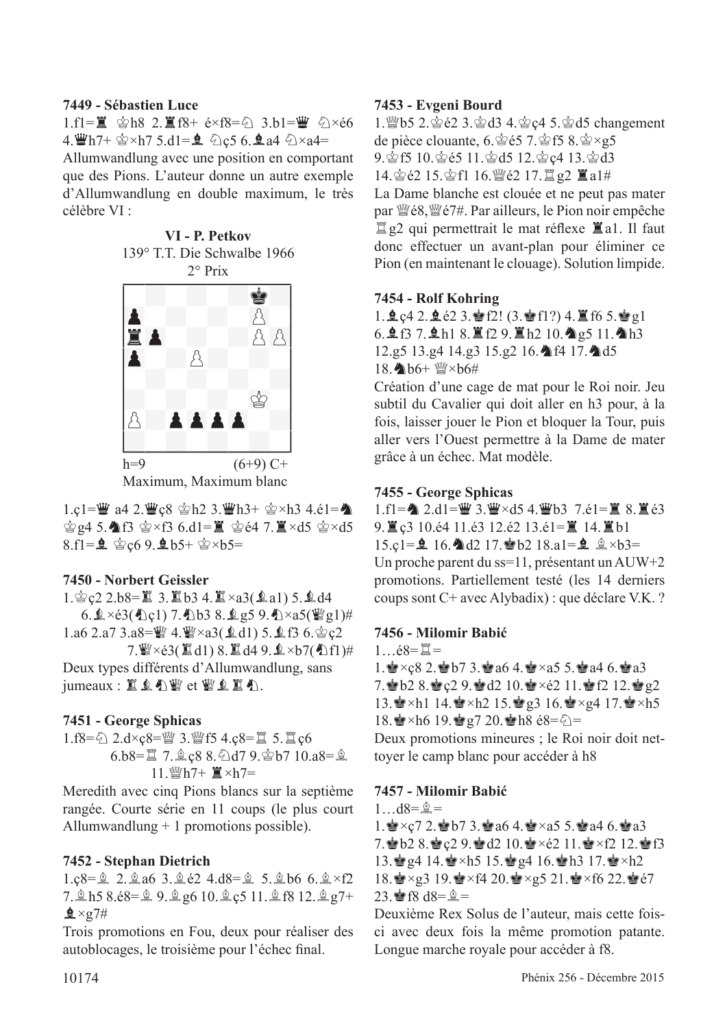### 7449 - Sébastien Luce

1.f1=♜ ♔h8 2.♜f8+ é×f8=♘ 3.b1=♛ ♘×é6 4.♛h7+ ♔×h7 5.d1=♝ ♘ç5 6.♝a4 ♘×a4=

Allumwandlung avec une position en comportant que des Pions. L'auteur donne un autre exemple d'Allumwandlung en double maximum, le très célèbre VI :

**VI - P. Petkov**
139° T.T. Die Schwalbe 1966
2° Prix

h=9 (6+9) C+
Maximum, Maximum blanc

1.ç1=♛ a4 2.♛ç8 ♔h2 3.♛h3+ ♔×h3 4.é1=♞ ♔g4 5.♞f3 ♔×f3 6.d1=♜ ♔é4 7.♜×d5 ♔×d5 8.f1=♝ ♔ç6 9.♝b5+ ♔×b5=

### 7450 - Norbert Geissler

1.♔ç2 2.b8=♜ 3.♜b3 4.♜×a3(♝a1) 5.♝d4 6.♝×é3(♞ç1) 7.♞b3 8.♝g5 9.♞×a5(♛g1)#

1.a6 2.a7 3.a8=♛ 4.♛×a3(♝d1) 5.♝f3 6.♔ç2 7.♛×é3(♜d1) 8.♜d4 9.♝×b7(♞f1)#

Deux types différents d'Allumwandlung, sans jumeaux : ♜♝♞♛ et ♛♝♜♞.

### 7451 - George Sphicas

1.f8=♘ 2.d×ç8=♕ 3.♕f5 4.ç8=♖ 5.♖ç6 6.b8=♖ 7.♗ç8 8.♘d7 9.♚b7 10.a8=♗ 11.♕h7+ ♜×h7=

Meredith avec cinq Pions blancs sur la septième rangée. Courte série en 11 coups (le plus court Allumwandlung + 1 promotions possible).

### 7452 - Stephan Dietrich

1.ç8=♗ 2.♗a6 3.♗é2 4.d8=♗ 5.♗b6 6.♗×f2 7.♗h5 8.é8=♗ 9.♗g6 10.♗ç5 11.♗f8 12.♗g7+ ♝×g7#

Trois promotions en Fou, deux pour réaliser des autoblocages, le troisième pour l'échec final.

### 7453 - Evgeni Bourd

1.♕b5 2.♔é2 3.♔d3 4.♔ç4 5.♔d5 changement de pièce clouante, 6.♔é5 7.♔f5 8.♔×g5 9.♔f5 10.♔é5 11.♔d5 12.♔ç4 13.♔d3 14.♔é2 15.♔f1 16.♕é2 17.♖g2 ♜a1#

La Dame blanche est clouée et ne peut pas mater par ♕é8,♕é7#. Par ailleurs, le Pion noir empêche ♖g2 qui permettrait le mat réflexe ♜a1. Il faut donc effectuer un avant-plan pour éliminer ce Pion (en maintenant le clouage). Solution limpide.

### 7454 - Rolf Kohring

1.♝ç4 2.♝é2 3.♚f2! (3.♚f1?) 4.♜f6 5.♚g1 6.♝f3 7.♝h1 8.♜f2 9.♜h2 10.♞g5 11.♞h3 12.g5 13.g4 14.g3 15.g2 16.♞f4 17.♞d5 18.♞b6+ ♕×b6#

Création d'une cage de mat pour le Roi noir. Jeu subtil du Cavalier qui doit aller en h3 pour, à la fois, laisser jouer le Pion et bloquer la Tour, puis aller vers l'Ouest permettre à la Dame de mater grâce à un échec. Mat modèle.

### 7455 - George Sphicas

1.f1=♞ 2.d1=♛ 3.♛×d5 4.♛b3 7.é1=♜ 8.♜é3 9.♜ç3 10.é4 11.é3 12.é2 13.é1=♜ 14.♜b1 15.ç1=♝ 16.♞d2 17.♚b2 18.a1=♝ ♗×b3=

Un proche parent du ss=11, présentant un AUW+2 promotions. Partiellement testé (les 14 derniers coups sont C+ avec Alybadix) : que déclare V.K. ?

### 7456 - Milomir Babić

1…é8=♖=

1.♚×ç8 2.♚b7 3.♚a6 4.♚×a5 5.♚a4 6.♚a3 7.♚b2 8.♚ç2 9.♚d2 10.♚×é2 11.♚f2 12.♚g2 13.♚×h1 14.♚×h2 15.♚g3 16.♚×g4 17.♚×h5 18.♚×h6 19.♚g7 20.♚h8 é8=♘=

Deux promotions mineures ; le Roi noir doit nettoyer le camp blanc pour accéder à h8

### 7457 - Milomir Babić

1…d8=♗=

1.♚×ç7 2.♚b7 3.♚a6 4.♚×a5 5.♚a4 6.♚a3 7.♚b2 8.♚ç2 9.♚d2 10.♚×é2 11.♚×f2 12.♚f3 13.♚g4 14.♚×h5 15.♚g4 16.♚h3 17.♚×h2 18.♚×g3 19.♚×f4 20.♚×g5 21.♚×f6 22.♚é7 23.♚f8 d8=♗=

Deuxième Rex Solus de l'auteur, mais cette fois-ci avec deux fois la même promotion patante. Longue marche royale pour accéder à f8.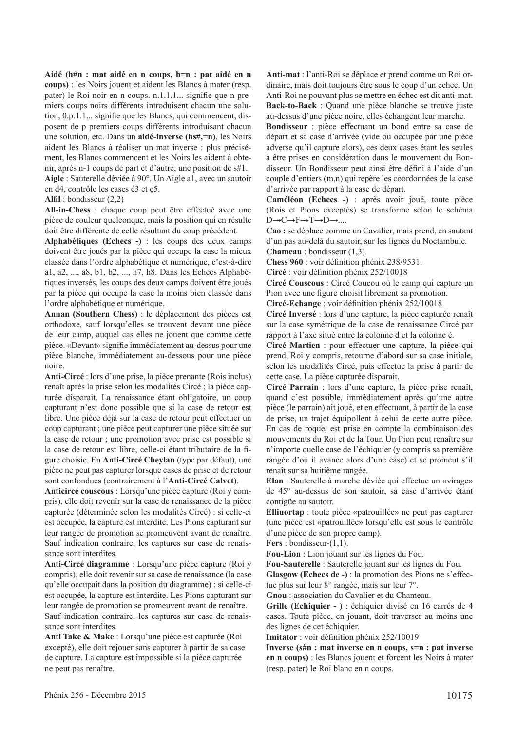**Aidé (h#n : mat aidé en n coups, h=n : pat aidé en n coups)** : les Noirs jouent et aident les Blancs à mater (resp. pater) le Roi noir en n coups. n.1.1.1... signifie que n premiers coups noirs différents introduisent chacun une solution, 0.p.1.1... signifie que les Blancs, qui commencent, disposent de p premiers coups différents introduisant chacun une solution, etc. Dans un **aidé-inverse (hs#,=n)**, les Noirs aident les Blancs à réaliser un mat inverse : plus précisément, les Blancs commencent et les Noirs les aident à obtenir, après n-1 coups de part et d'autre, une position de s#1.

**Aigle** : Sauterelle déviée à 90°. Un Aigle a1, avec un sautoir en d4, contrôle les cases é3 et ç5.

**Alfil** : bondisseur (2,2)

**All-in-Chess** : chaque coup peut être effectué avec une pièce de couleur quelconque, mais la position qui en résulte doit être différente de celle résultant du coup précédent.

**Alphabétiques (Echecs -)** : les coups des deux camps doivent être joués par la pièce qui occupe la case la mieux classée dans l'ordre alphabétique et numérique, c'est-à-dire a1, a2, ..., a8, b1, b2, ..., h7, h8. Dans les Echecs Alphabétiques inversés, les coups des deux camps doivent être joués par la pièce qui occupe la case la moins bien classée dans l'ordre alphabétique et numérique.

**Annan (Southern Chess)** : le déplacement des pièces est orthodoxe, sauf lorsqu'elles se trouvent devant une pièce de leur camp, auquel cas elles ne jouent que comme cette pièce. «Devant» signifie immédiatement au-dessus pour une pièce blanche, immédiatement au-dessous pour une pièce noire.

**Anti-Circé** : lors d'une prise, la pièce prenante (Rois inclus) renaît après la prise selon les modalités Circé ; la pièce capturée disparait. La renaissance étant obligatoire, un coup capturant n'est donc possible que si la case de retour est libre. Une pièce déjà sur la case de retour peut effectuer un coup capturant ; une pièce peut capturer une pièce située sur la case de retour ; une promotion avec prise est possible si la case de retour est libre, celle-ci étant tributaire de la figure choisie. En **Anti-Circé Cheylan** (type par défaut), une pièce ne peut pas capturer lorsque cases de prise et de retour sont confondues (contrairement à l'**Anti-Circé Calvet**).

**Anticircé couscous** : Lorsqu'une pièce capture (Roi y compris), elle doit revenir sur la case de renaissance de la pièce capturée (déterminée selon les modalités Circé) : si celle-ci est occupée, la capture est interdite. Les Pions capturant sur leur rangée de promotion se promeuvent avant de renaître. Sauf indication contraire, les captures sur case de renaissance sont interdites.

**Anti-Circé diagramme** : Lorsqu'une pièce capture (Roi y compris), elle doit revenir sur sa case de renaissance (la case qu'elle occupait dans la position du diagramme) : si celle-ci est occupée, la capture est interdite. Les Pions capturant sur leur rangée de promotion se promeuvent avant de renaître. Sauf indication contraire, les captures sur case de renaissance sont interdites.

**Anti Take & Make** : Lorsqu'une pièce est capturée (Roi excepté), elle doit rejouer sans capturer à partir de sa case de capture. La capture est impossible si la pièce capturée ne peut pas renaître.

**Anti-mat** : l'anti-Roi se déplace et prend comme un Roi ordinaire, mais doit toujours être sous le coup d'un échec. Un Anti-Roi ne pouvant plus se mettre en échec est dit anti-mat.

**Back-to-Back** : Quand une pièce blanche se trouve juste au-dessus d'une pièce noire, elles échangent leur marche.

**Bondisseur** : pièce effectuant un bond entre sa case de départ et sa case d'arrivée (vide ou occupée par une pièce adverse qu'il capture alors), ces deux cases étant les seules à être prises en considération dans le mouvement du Bondisseur. Un Bondisseur peut ainsi être défini à l'aide d'un couple d'entiers (m,n) qui repère les coordonnées de la case d'arrivée par rapport à la case de départ.

**Caméléon (Echecs -)** : après avoir joué, toute pièce (Rois et Pions exceptés) se transforme selon le schéma D→C→F→T→D→....

**Cao :** se déplace comme un Cavalier, mais prend, en sautant d'un pas au-delà du sautoir, sur les lignes du Noctambule.

**Chameau** : bondisseur (1,3).

**Chess 960** : voir définition phénix 238/9531.

**Circé** : voir définition phénix 252/10018

**Circé Couscous** : Circé Coucou où le camp qui capture un Pion avec une figure choisit librement sa promotion.

**Circé-Echange** : voir définition phénix 252/10018

**Circé Inversé** : lors d'une capture, la pièce capturée renaît sur la case symétrique de la case de renaissance Circé par rapport à l'axe situé entre la colonne d et la colonne é.

**Circé Martien** : pour effectuer une capture, la pièce qui prend, Roi y compris, retourne d'abord sur sa case initiale, selon les modalités Circé, puis effectue la prise à partir de cette case. La pièce capturée disparait.

**Circé Parrain** : lors d'une capture, la pièce prise renaît, quand c'est possible, immédiatement après qu'une autre pièce (le parrain) ait joué, et en effectuant, à partir de la case de prise, un trajet équipollent à celui de cette autre pièce. En cas de roque, est prise en compte la combinaison des mouvements du Roi et de la Tour. Un Pion peut renaître sur n'importe quelle case de l'échiquier (y compris sa première rangée d'où il avance alors d'une case) et se promeut s'il renaît sur sa huitième rangée.

**Elan** : Sauterelle à marche déviée qui effectue un «virage» de 45° au-dessus de son sautoir, sa case d'arrivée étant contigüe au sautoir.

**Elliuortap** : toute pièce «patrouillée» ne peut pas capturer (une pièce est «patrouillée» lorsqu'elle est sous le contrôle d'une pièce de son propre camp).

**Fers** : bondisseur-(1,1).

**Fou-Lion** : Lion jouant sur les lignes du Fou.

**Fou-Sauterelle** : Sauterelle jouant sur les lignes du Fou.

**Glasgow (Echecs de -)** : la promotion des Pions ne s'effectue plus sur leur 8° rangée, mais sur leur 7°.

**Gnou** : association du Cavalier et du Chameau.

**Grille (Echiquier - )** : échiquier divisé en 16 carrés de 4 cases. Toute pièce, en jouant, doit traverser au moins une des lignes de cet échiquier.

**Imitator** : voir définition phénix 252/10019

**Inverse (s#n : mat inverse en n coups, s=n : pat inverse en n coups)** : les Blancs jouent et forcent les Noirs à mater (resp. pater) le Roi blanc en n coups.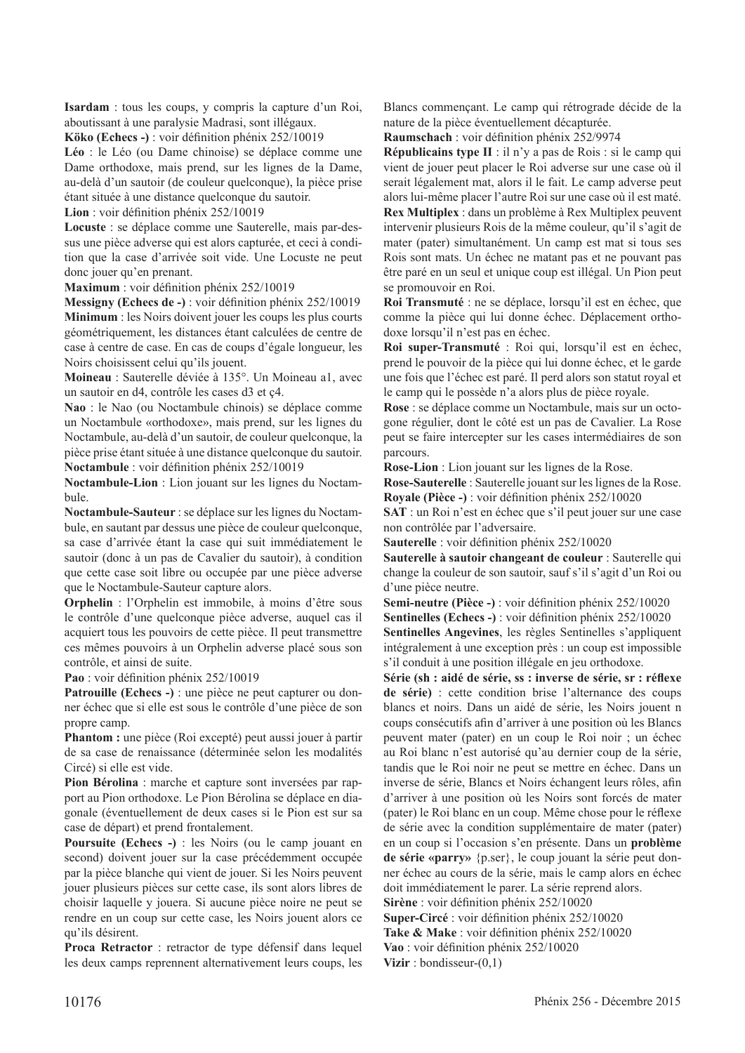**Isardam** : tous les coups, y compris la capture d'un Roi, aboutissant à une paralysie Madrasi, sont illégaux.

**Köko (Echecs -)** : voir définition phénix 252/10019

**Léo** : le Léo (ou Dame chinoise) se déplace comme une Dame orthodoxe, mais prend, sur les lignes de la Dame, au-delà d'un sautoir (de couleur quelconque), la pièce prise étant située à une distance quelconque du sautoir.

**Lion** : voir définition phénix 252/10019

**Locuste** : se déplace comme une Sauterelle, mais par-dessus une pièce adverse qui est alors capturée, et ceci à condition que la case d'arrivée soit vide. Une Locuste ne peut donc jouer qu'en prenant.

**Maximum** : voir définition phénix 252/10019

**Messigny (Echecs de -)** : voir définition phénix 252/10019

**Minimum** : les Noirs doivent jouer les coups les plus courts géométriquement, les distances étant calculées de centre de case à centre de case. En cas de coups d'égale longueur, les Noirs choisissent celui qu'ils jouent.

**Moineau** : Sauterelle déviée à 135°. Un Moineau a1, avec un sautoir en d4, contrôle les cases d3 et ç4.

**Nao** : le Nao (ou Noctambule chinois) se déplace comme un Noctambule «orthodoxe», mais prend, sur les lignes du Noctambule, au-delà d'un sautoir, de couleur quelconque, la pièce prise étant située à une distance quelconque du sautoir.

**Noctambule** : voir définition phénix 252/10019

**Noctambule-Lion** : Lion jouant sur les lignes du Noctambule.

**Noctambule-Sauteur** : se déplace sur les lignes du Noctambule, en sautant par dessus une pièce de couleur quelconque, sa case d'arrivée étant la case qui suit immédiatement le sautoir (donc à un pas de Cavalier du sautoir), à condition que cette case soit libre ou occupée par une pièce adverse que le Noctambule-Sauteur capture alors.

**Orphelin** : l'Orphelin est immobile, à moins d'être sous le contrôle d'une quelconque pièce adverse, auquel cas il acquiert tous les pouvoirs de cette pièce. Il peut transmettre ces mêmes pouvoirs à un Orphelin adverse placé sous son contrôle, et ainsi de suite.

**Pao** : voir définition phénix 252/10019

**Patrouille (Echecs -)** : une pièce ne peut capturer ou donner échec que si elle est sous le contrôle d'une pièce de son propre camp.

**Phantom :** une pièce (Roi excepté) peut aussi jouer à partir de sa case de renaissance (déterminée selon les modalités Circé) si elle est vide.

**Pion Bérolina** : marche et capture sont inversées par rapport au Pion orthodoxe. Le Pion Bérolina se déplace en diagonale (éventuellement de deux cases si le Pion est sur sa case de départ) et prend frontalement.

**Poursuite (Echecs -)** : les Noirs (ou le camp jouant en second) doivent jouer sur la case précédemment occupée par la pièce blanche qui vient de jouer. Si les Noirs peuvent jouer plusieurs pièces sur cette case, ils sont alors libres de choisir laquelle y jouera. Si aucune pièce noire ne peut se rendre en un coup sur cette case, les Noirs jouent alors ce qu'ils désirent.

**Proca Retractor** : retractor de type défensif dans lequel les deux camps reprennent alternativement leurs coups, les Blancs commençant. Le camp qui rétrograde décide de la nature de la pièce éventuellement décapturée.

**Raumschach** : voir définition phénix 252/9974

**Républicains type II** : il n'y a pas de Rois : si le camp qui vient de jouer peut placer le Roi adverse sur une case où il serait légalement mat, alors il le fait. Le camp adverse peut alors lui-même placer l'autre Roi sur une case où il est maté.

**Rex Multiplex** : dans un problème à Rex Multiplex peuvent intervenir plusieurs Rois de la même couleur, qu'il s'agit de mater (pater) simultanément. Un camp est mat si tous ses Rois sont mats. Un échec ne matant pas et ne pouvant pas être paré en un seul et unique coup est illégal. Un Pion peut se promouvoir en Roi.

**Roi Transmuté** : ne se déplace, lorsqu'il est en échec, que comme la pièce qui lui donne échec. Déplacement orthodoxe lorsqu'il n'est pas en échec.

**Roi super-Transmuté** : Roi qui, lorsqu'il est en échec, prend le pouvoir de la pièce qui lui donne échec, et le garde une fois que l'échec est paré. Il perd alors son statut royal et le camp qui le possède n'a alors plus de pièce royale.

**Rose** : se déplace comme un Noctambule, mais sur un octogone régulier, dont le côté est un pas de Cavalier. La Rose peut se faire intercepter sur les cases intermédiaires de son parcours.

**Rose-Lion** : Lion jouant sur les lignes de la Rose.

**Rose-Sauterelle** : Sauterelle jouant sur les lignes de la Rose.

**Royale (Pièce -)** : voir définition phénix 252/10020

**SAT** : un Roi n'est en échec que s'il peut jouer sur une case non contrôlée par l'adversaire.

**Sauterelle** : voir définition phénix 252/10020

**Sauterelle à sautoir changeant de couleur** : Sauterelle qui change la couleur de son sautoir, sauf s'il s'agit d'un Roi ou d'une pièce neutre.

**Semi-neutre (Pièce -)** : voir définition phénix 252/10020

**Sentinelles (Echecs -)** : voir définition phénix 252/10020

**Sentinelles Angevines**, les règles Sentinelles s'appliquent intégralement à une exception près : un coup est impossible s'il conduit à une position illégale en jeu orthodoxe.

**Série (sh : aidé de série, ss : inverse de série, sr : réflexe de série)** : cette condition brise l'alternance des coups blancs et noirs. Dans un aidé de série, les Noirs jouent n coups consécutifs afin d'arriver à une position où les Blancs peuvent mater (pater) en un coup le Roi noir ; un échec au Roi blanc n'est autorisé qu'au dernier coup de la série, tandis que le Roi noir ne peut se mettre en échec. Dans un inverse de série, Blancs et Noirs échangent leurs rôles, afin d'arriver à une position où les Noirs sont forcés de mater (pater) le Roi blanc en un coup. Même chose pour le réflexe de série avec la condition supplémentaire de mater (pater) en un coup si l'occasion s'en présente. Dans un **problème de série «parry»** {p.ser}, le coup jouant la série peut donner échec au cours de la série, mais le camp alors en échec doit immédiatement le parer. La série reprend alors.

**Sirène** : voir définition phénix 252/10020

**Super-Circé** : voir définition phénix 252/10020

**Take & Make** : voir définition phénix 252/10020

**Vao** : voir définition phénix 252/10020

**Vizir** : bondisseur-(0,1)